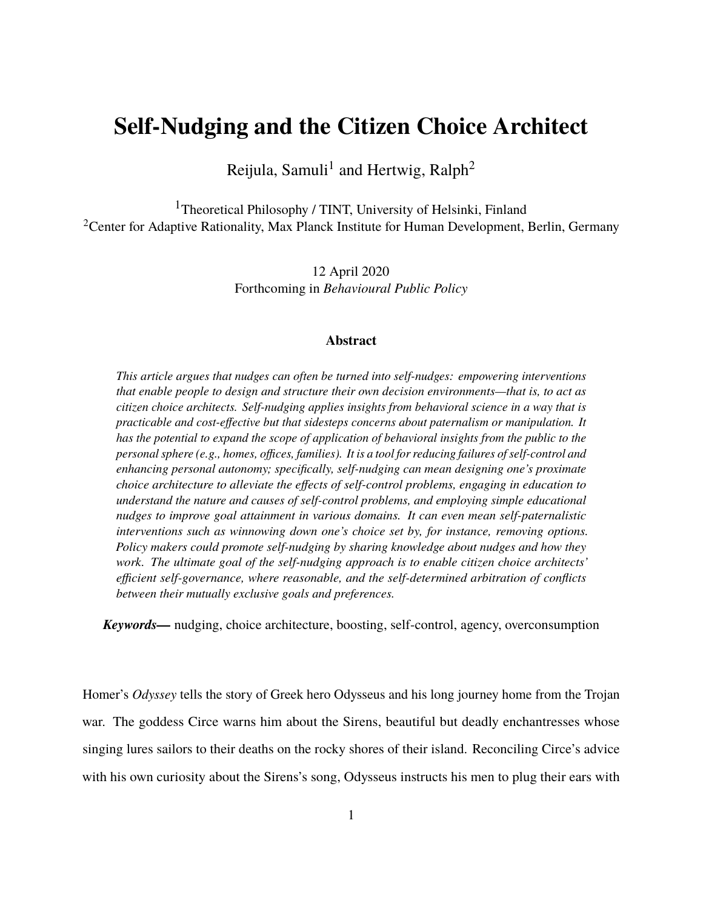# Self-Nudging and the Citizen Choice Architect

Reijula, Samuli[1] and Hertwig, Ralph[2]

[1]Theoretical Philosophy / TINT, University of Helsinki, Finland
[2]Center for Adaptive Rationality, Max Planck Institute for Human Development, Berlin, Germany

12 April 2020
Forthcoming in *Behavioural Public Policy*

### Abstract

*This article argues that nudges can often be turned into self-nudges: empowering interventions that enable people to design and structure their own decision environments—that is, to act as citizen choice architects. Self-nudging applies insights from behavioral science in a way that is practicable and cost-effective but that sidesteps concerns about paternalism or manipulation. It has the potential to expand the scope of application of behavioral insights from the public to the personal sphere (e.g., homes, offices, families). It is a tool for reducing failures of self-control and enhancing personal autonomy; specifically, self-nudging can mean designing one's proximate choice architecture to alleviate the effects of self-control problems, engaging in education to understand the nature and causes of self-control problems, and employing simple educational nudges to improve goal attainment in various domains. It can even mean self-paternalistic interventions such as winnowing down one's choice set by, for instance, removing options. Policy makers could promote self-nudging by sharing knowledge about nudges and how they work. The ultimate goal of the self-nudging approach is to enable citizen choice architects' efficient self-governance, where reasonable, and the self-determined arbitration of conflicts between their mutually exclusive goals and preferences.*

***Keywords—*** nudging, choice architecture, boosting, self-control, agency, overconsumption

Homer's *Odyssey* tells the story of Greek hero Odysseus and his long journey home from the Trojan war. The goddess Circe warns him about the Sirens, beautiful but deadly enchantresses whose singing lures sailors to their deaths on the rocky shores of their island. Reconciling Circe's advice with his own curiosity about the Sirens's song, Odysseus instructs his men to plug their ears with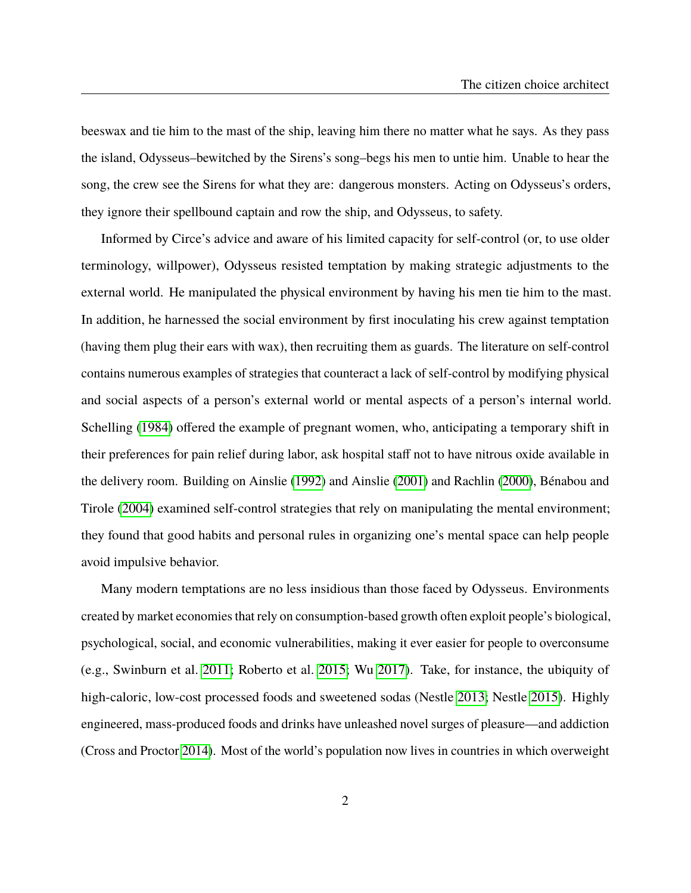beeswax and tie him to the mast of the ship, leaving him there no matter what he says. As they pass the island, Odysseus–bewitched by the Sirens's song–begs his men to untie him. Unable to hear the song, the crew see the Sirens for what they are: dangerous monsters. Acting on Odysseus's orders, they ignore their spellbound captain and row the ship, and Odysseus, to safety.

Informed by Circe's advice and aware of his limited capacity for self-control (or, to use older terminology, willpower), Odysseus resisted temptation by making strategic adjustments to the external world. He manipulated the physical environment by having his men tie him to the mast. In addition, he harnessed the social environment by first inoculating his crew against temptation (having them plug their ears with wax), then recruiting them as guards. The literature on self-control contains numerous examples of strategies that counteract a lack of self-control by modifying physical and social aspects of a person's external world or mental aspects of a person's internal world. Schelling (1984) offered the example of pregnant women, who, anticipating a temporary shift in their preferences for pain relief during labor, ask hospital staff not to have nitrous oxide available in the delivery room. Building on Ainslie (1992) and Ainslie (2001) and Rachlin (2000), Bénabou and Tirole (2004) examined self-control strategies that rely on manipulating the mental environment; they found that good habits and personal rules in organizing one's mental space can help people avoid impulsive behavior.

Many modern temptations are no less insidious than those faced by Odysseus. Environments created by market economies that rely on consumption-based growth often exploit people's biological, psychological, social, and economic vulnerabilities, making it ever easier for people to overconsume (e.g., Swinburn et al. 2011; Roberto et al. 2015; Wu 2017). Take, for instance, the ubiquity of high-caloric, low-cost processed foods and sweetened sodas (Nestle 2013; Nestle 2015). Highly engineered, mass-produced foods and drinks have unleashed novel surges of pleasure—and addiction (Cross and Proctor 2014). Most of the world's population now lives in countries in which overweight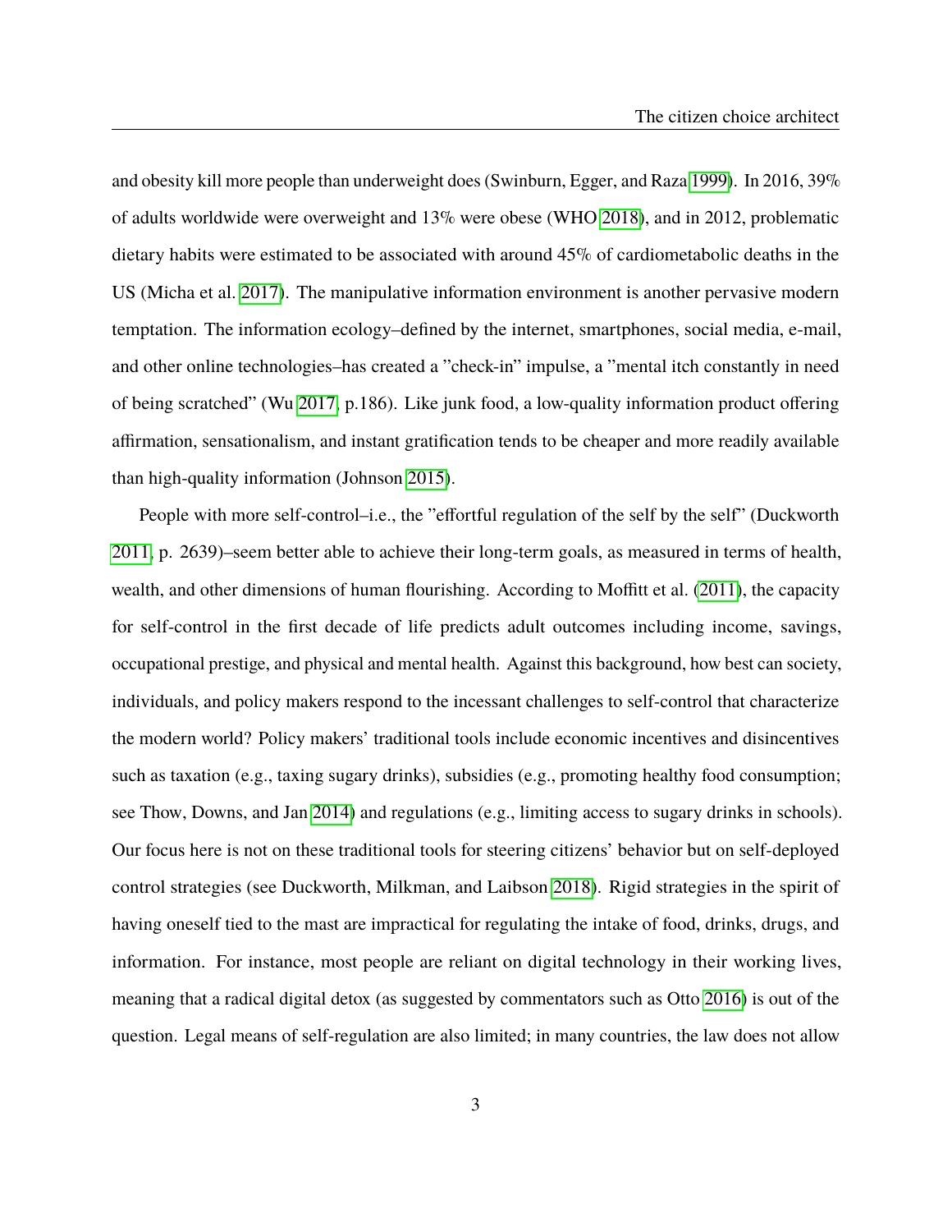and obesity kill more people than underweight does (Swinburn, Egger, and Raza 1999). In 2016, 39% of adults worldwide were overweight and 13% were obese (WHO 2018), and in 2012, problematic dietary habits were estimated to be associated with around 45% of cardiometabolic deaths in the US (Micha et al. 2017). The manipulative information environment is another pervasive modern temptation. The information ecology–defined by the internet, smartphones, social media, e-mail, and other online technologies–has created a "check-in" impulse, a "mental itch constantly in need of being scratched" (Wu 2017, p.186). Like junk food, a low-quality information product offering affirmation, sensationalism, and instant gratification tends to be cheaper and more readily available than high-quality information (Johnson 2015).

People with more self-control–i.e., the "effortful regulation of the self by the self" (Duckworth 2011, p. 2639)–seem better able to achieve their long-term goals, as measured in terms of health, wealth, and other dimensions of human flourishing. According to Moffitt et al. (2011), the capacity for self-control in the first decade of life predicts adult outcomes including income, savings, occupational prestige, and physical and mental health. Against this background, how best can society, individuals, and policy makers respond to the incessant challenges to self-control that characterize the modern world? Policy makers' traditional tools include economic incentives and disincentives such as taxation (e.g., taxing sugary drinks), subsidies (e.g., promoting healthy food consumption; see Thow, Downs, and Jan 2014) and regulations (e.g., limiting access to sugary drinks in schools). Our focus here is not on these traditional tools for steering citizens' behavior but on self-deployed control strategies (see Duckworth, Milkman, and Laibson 2018). Rigid strategies in the spirit of having oneself tied to the mast are impractical for regulating the intake of food, drinks, drugs, and information. For instance, most people are reliant on digital technology in their working lives, meaning that a radical digital detox (as suggested by commentators such as Otto 2016) is out of the question. Legal means of self-regulation are also limited; in many countries, the law does not allow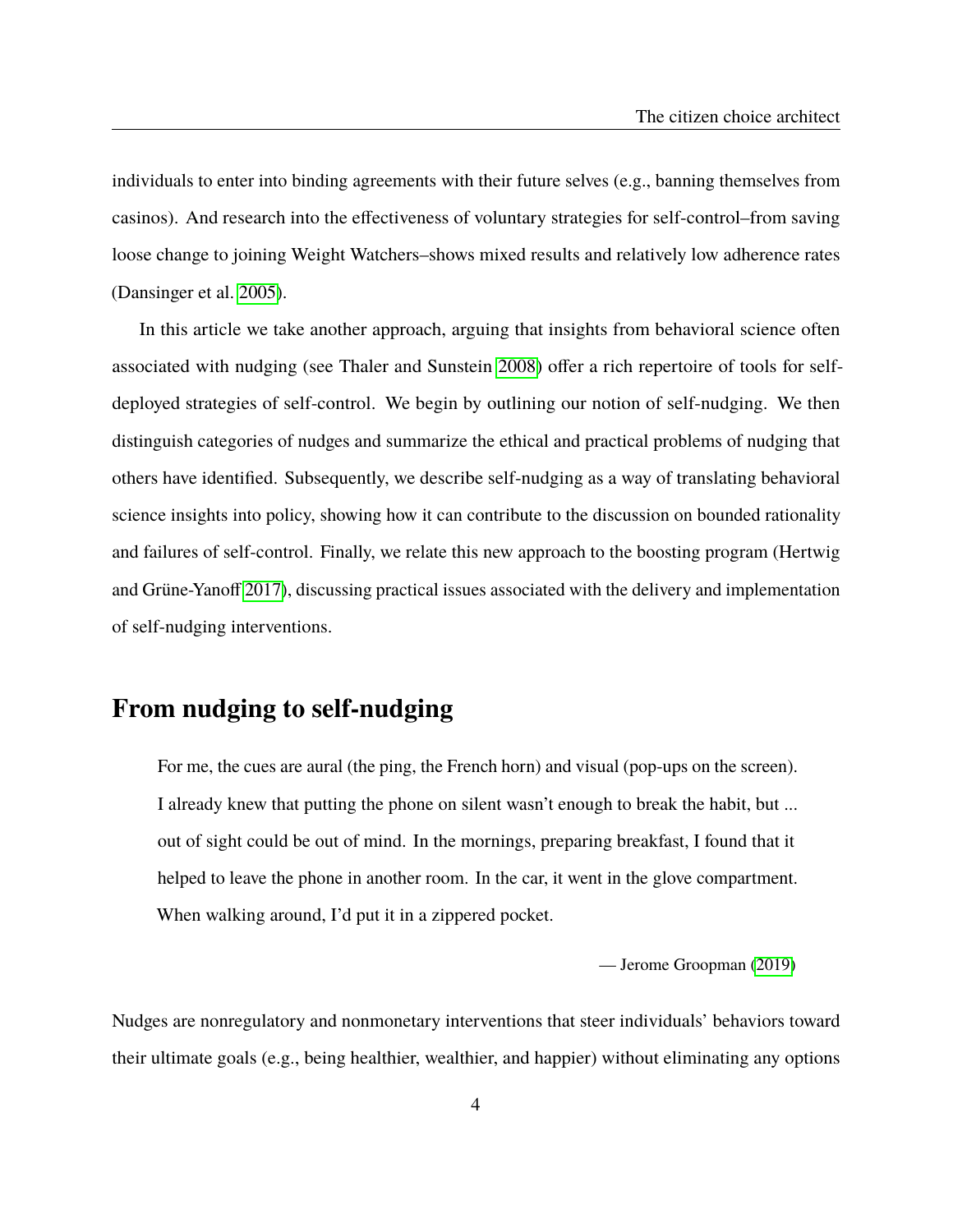individuals to enter into binding agreements with their future selves (e.g., banning themselves from casinos). And research into the effectiveness of voluntary strategies for self-control–from saving loose change to joining Weight Watchers–shows mixed results and relatively low adherence rates (Dansinger et al. 2005).

In this article we take another approach, arguing that insights from behavioral science often associated with nudging (see Thaler and Sunstein 2008) offer a rich repertoire of tools for self-deployed strategies of self-control. We begin by outlining our notion of self-nudging. We then distinguish categories of nudges and summarize the ethical and practical problems of nudging that others have identified. Subsequently, we describe self-nudging as a way of translating behavioral science insights into policy, showing how it can contribute to the discussion on bounded rationality and failures of self-control. Finally, we relate this new approach to the boosting program (Hertwig and Grüne-Yanoff 2017), discussing practical issues associated with the delivery and implementation of self-nudging interventions.

## From nudging to self-nudging

> For me, the cues are aural (the ping, the French horn) and visual (pop-ups on the screen). I already knew that putting the phone on silent wasn't enough to break the habit, but ... out of sight could be out of mind. In the mornings, preparing breakfast, I found that it helped to leave the phone in another room. In the car, it went in the glove compartment. When walking around, I'd put it in a zippered pocket.
>
> — Jerome Groopman (2019)

Nudges are nonregulatory and nonmonetary interventions that steer individuals' behaviors toward their ultimate goals (e.g., being healthier, wealthier, and happier) without eliminating any options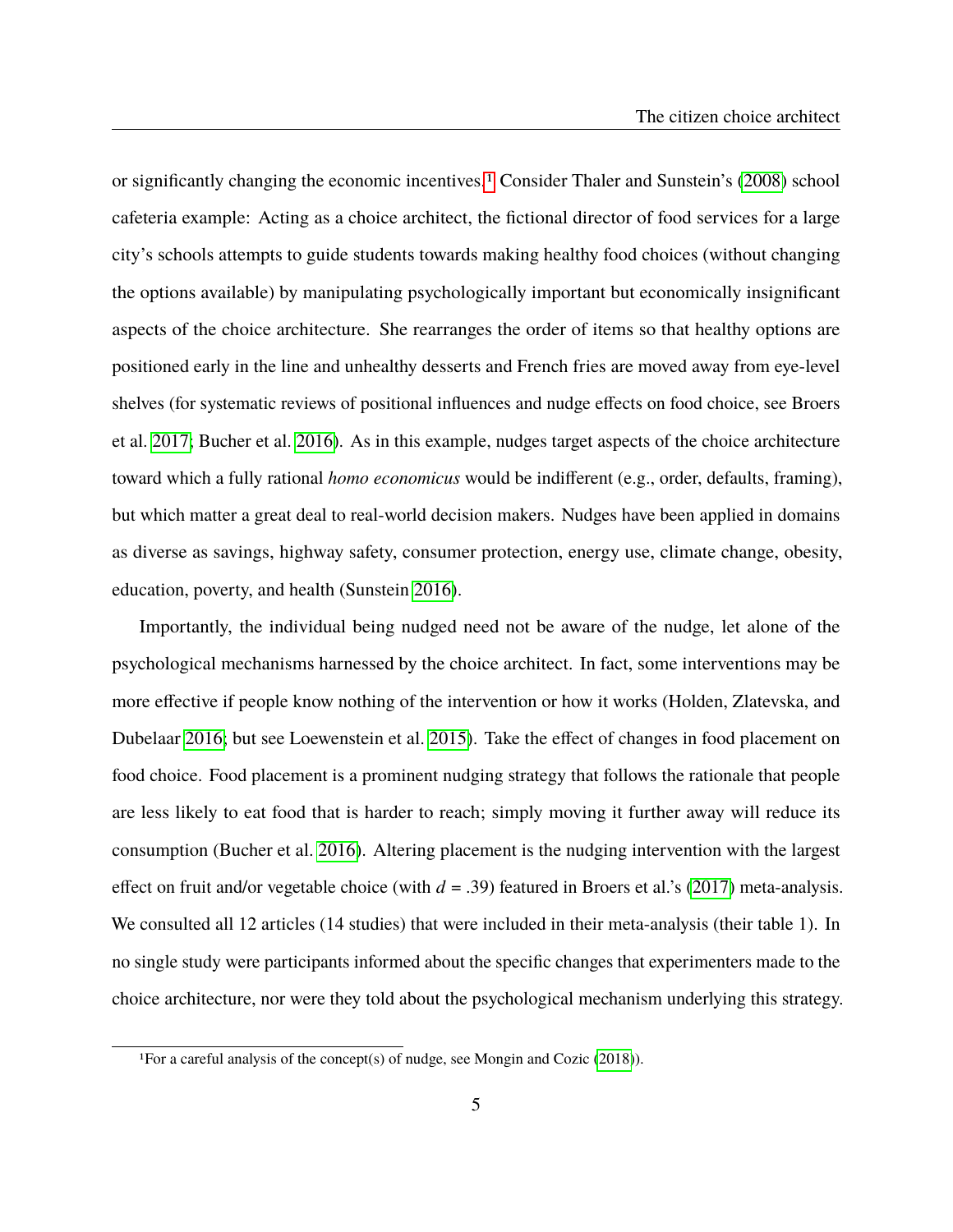or significantly changing the economic incentives.[1] Consider Thaler and Sunstein's (2008) school cafeteria example: Acting as a choice architect, the fictional director of food services for a large city's schools attempts to guide students towards making healthy food choices (without changing the options available) by manipulating psychologically important but economically insignificant aspects of the choice architecture. She rearranges the order of items so that healthy options are positioned early in the line and unhealthy desserts and French fries are moved away from eye-level shelves (for systematic reviews of positional influences and nudge effects on food choice, see Broers et al. 2017; Bucher et al. 2016). As in this example, nudges target aspects of the choice architecture toward which a fully rational *homo economicus* would be indifferent (e.g., order, defaults, framing), but which matter a great deal to real-world decision makers. Nudges have been applied in domains as diverse as savings, highway safety, consumer protection, energy use, climate change, obesity, education, poverty, and health (Sunstein 2016).

Importantly, the individual being nudged need not be aware of the nudge, let alone of the psychological mechanisms harnessed by the choice architect. In fact, some interventions may be more effective if people know nothing of the intervention or how it works (Holden, Zlatevska, and Dubelaar 2016; but see Loewenstein et al. 2015). Take the effect of changes in food placement on food choice. Food placement is a prominent nudging strategy that follows the rationale that people are less likely to eat food that is harder to reach; simply moving it further away will reduce its consumption (Bucher et al. 2016). Altering placement is the nudging intervention with the largest effect on fruit and/or vegetable choice (with $d = .39$) featured in Broers et al.'s (2017) meta-analysis. We consulted all 12 articles (14 studies) that were included in their meta-analysis (their table 1). In no single study were participants informed about the specific changes that experimenters made to the choice architecture, nor were they told about the psychological mechanism underlying this strategy.

[1] For a careful analysis of the concept(s) of nudge, see Mongin and Cozic (2018)).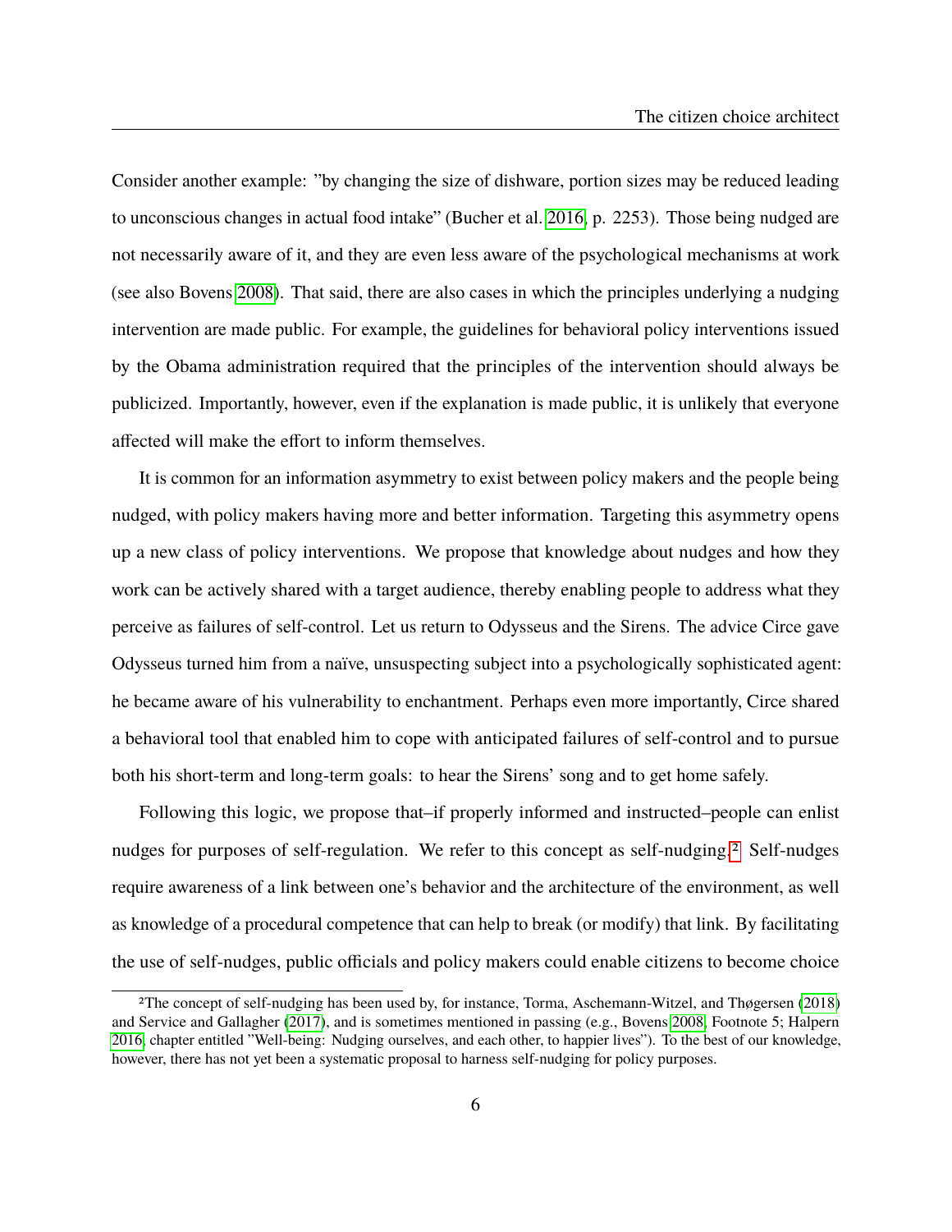Consider another example: "by changing the size of dishware, portion sizes may be reduced leading to unconscious changes in actual food intake" (Bucher et al. 2016, p. 2253). Those being nudged are not necessarily aware of it, and they are even less aware of the psychological mechanisms at work (see also Bovens 2008). That said, there are also cases in which the principles underlying a nudging intervention are made public. For example, the guidelines for behavioral policy interventions issued by the Obama administration required that the principles of the intervention should always be publicized. Importantly, however, even if the explanation is made public, it is unlikely that everyone affected will make the effort to inform themselves.

It is common for an information asymmetry to exist between policy makers and the people being nudged, with policy makers having more and better information. Targeting this asymmetry opens up a new class of policy interventions. We propose that knowledge about nudges and how they work can be actively shared with a target audience, thereby enabling people to address what they perceive as failures of self-control. Let us return to Odysseus and the Sirens. The advice Circe gave Odysseus turned him from a naïve, unsuspecting subject into a psychologically sophisticated agent: he became aware of his vulnerability to enchantment. Perhaps even more importantly, Circe shared a behavioral tool that enabled him to cope with anticipated failures of self-control and to pursue both his short-term and long-term goals: to hear the Sirens' song and to get home safely.

Following this logic, we propose that–if properly informed and instructed–people can enlist nudges for purposes of self-regulation. We refer to this concept as self-nudging.[2] Self-nudges require awareness of a link between one's behavior and the architecture of the environment, as well as knowledge of a procedural competence that can help to break (or modify) that link. By facilitating the use of self-nudges, public officials and policy makers could enable citizens to become choice

---

[2] The concept of self-nudging has been used by, for instance, Torma, Aschemann-Witzel, and Thøgersen (2018) and Service and Gallagher (2017), and is sometimes mentioned in passing (e.g., Bovens 2008, Footnote 5; Halpern 2016, chapter entitled "Well-being: Nudging ourselves, and each other, to happier lives"). To the best of our knowledge, however, there has not yet been a systematic proposal to harness self-nudging for policy purposes.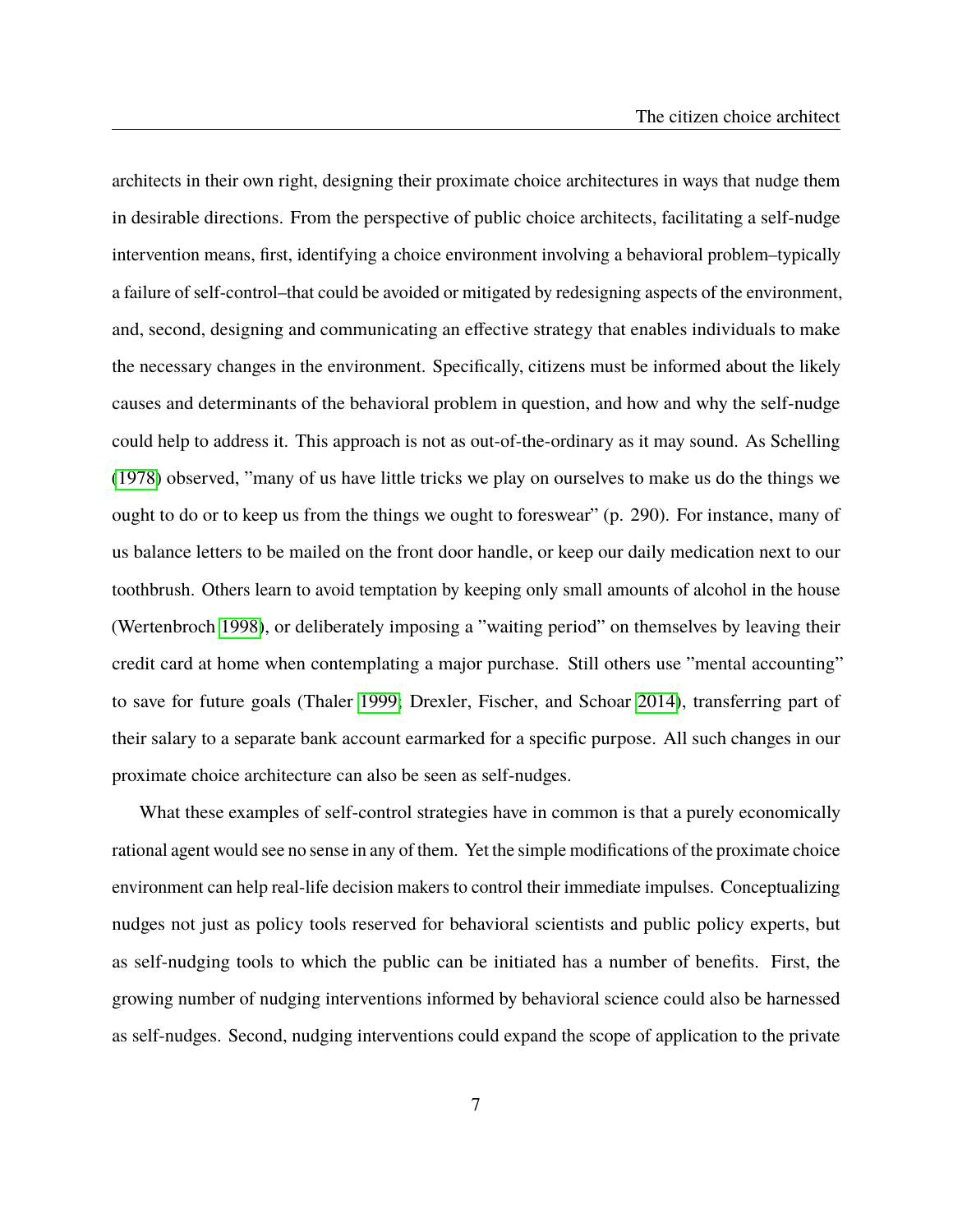architects in their own right, designing their proximate choice architectures in ways that nudge them in desirable directions. From the perspective of public choice architects, facilitating a self-nudge intervention means, first, identifying a choice environment involving a behavioral problem–typically a failure of self-control–that could be avoided or mitigated by redesigning aspects of the environment, and, second, designing and communicating an effective strategy that enables individuals to make the necessary changes in the environment. Specifically, citizens must be informed about the likely causes and determinants of the behavioral problem in question, and how and why the self-nudge could help to address it. This approach is not as out-of-the-ordinary as it may sound. As Schelling (1978) observed, "many of us have little tricks we play on ourselves to make us do the things we ought to do or to keep us from the things we ought to foreswear" (p. 290). For instance, many of us balance letters to be mailed on the front door handle, or keep our daily medication next to our toothbrush. Others learn to avoid temptation by keeping only small amounts of alcohol in the house (Wertenbroch 1998), or deliberately imposing a "waiting period" on themselves by leaving their credit card at home when contemplating a major purchase. Still others use "mental accounting" to save for future goals (Thaler 1999; Drexler, Fischer, and Schoar 2014), transferring part of their salary to a separate bank account earmarked for a specific purpose. All such changes in our proximate choice architecture can also be seen as self-nudges.

What these examples of self-control strategies have in common is that a purely economically rational agent would see no sense in any of them. Yet the simple modifications of the proximate choice environment can help real-life decision makers to control their immediate impulses. Conceptualizing nudges not just as policy tools reserved for behavioral scientists and public policy experts, but as self-nudging tools to which the public can be initiated has a number of benefits. First, the growing number of nudging interventions informed by behavioral science could also be harnessed as self-nudges. Second, nudging interventions could expand the scope of application to the private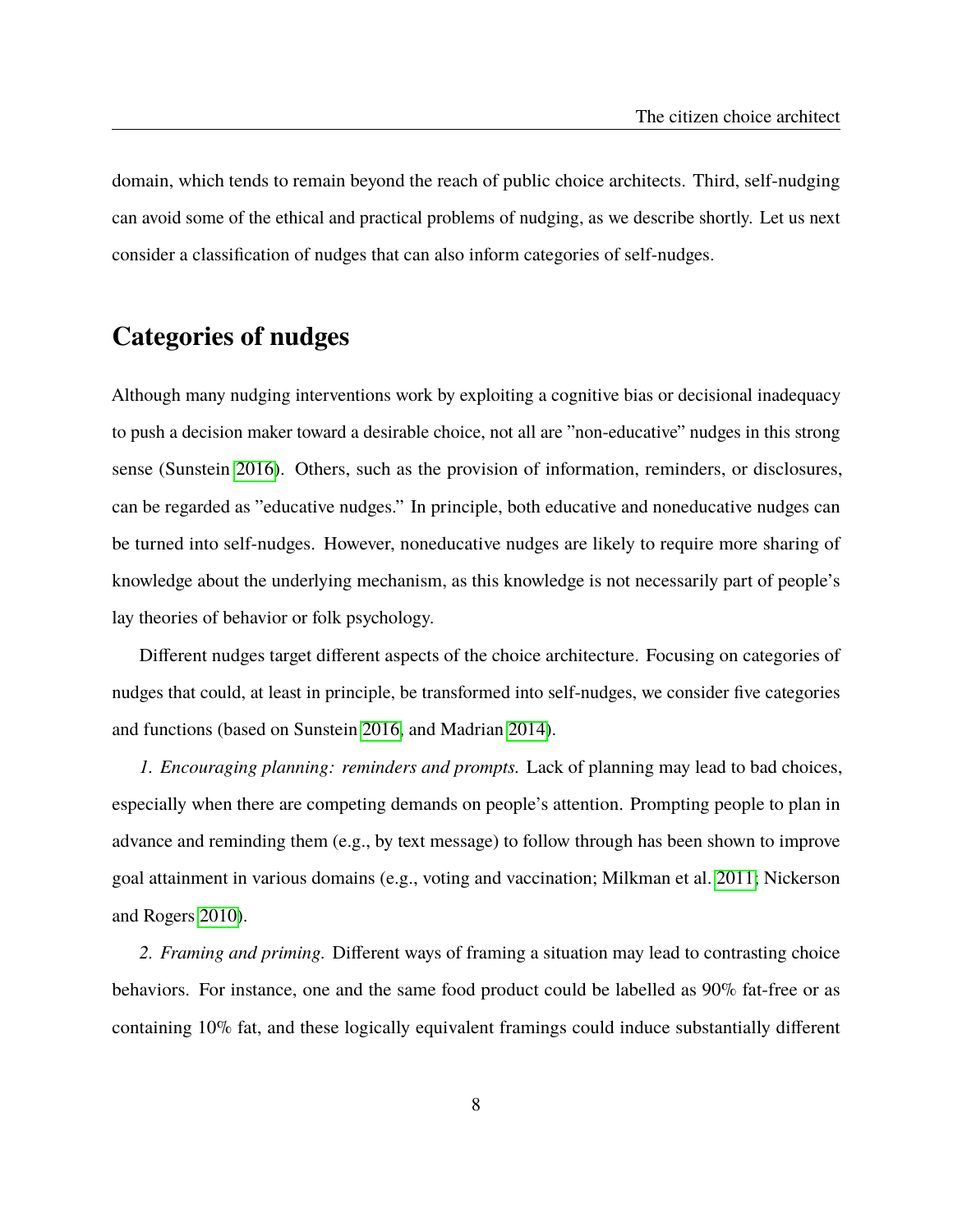domain, which tends to remain beyond the reach of public choice architects. Third, self-nudging can avoid some of the ethical and practical problems of nudging, as we describe shortly. Let us next consider a classification of nudges that can also inform categories of self-nudges.

## Categories of nudges

Although many nudging interventions work by exploiting a cognitive bias or decisional inadequacy to push a decision maker toward a desirable choice, not all are "non-educative" nudges in this strong sense (Sunstein 2016). Others, such as the provision of information, reminders, or disclosures, can be regarded as "educative nudges." In principle, both educative and noneducative nudges can be turned into self-nudges. However, noneducative nudges are likely to require more sharing of knowledge about the underlying mechanism, as this knowledge is not necessarily part of people's lay theories of behavior or folk psychology.

Different nudges target different aspects of the choice architecture. Focusing on categories of nudges that could, at least in principle, be transformed into self-nudges, we consider five categories and functions (based on Sunstein 2016, and Madrian 2014).

*1. Encouraging planning: reminders and prompts.* Lack of planning may lead to bad choices, especially when there are competing demands on people's attention. Prompting people to plan in advance and reminding them (e.g., by text message) to follow through has been shown to improve goal attainment in various domains (e.g., voting and vaccination; Milkman et al. 2011; Nickerson and Rogers 2010).

*2. Framing and priming.* Different ways of framing a situation may lead to contrasting choice behaviors. For instance, one and the same food product could be labelled as 90% fat-free or as containing 10% fat, and these logically equivalent framings could induce substantially different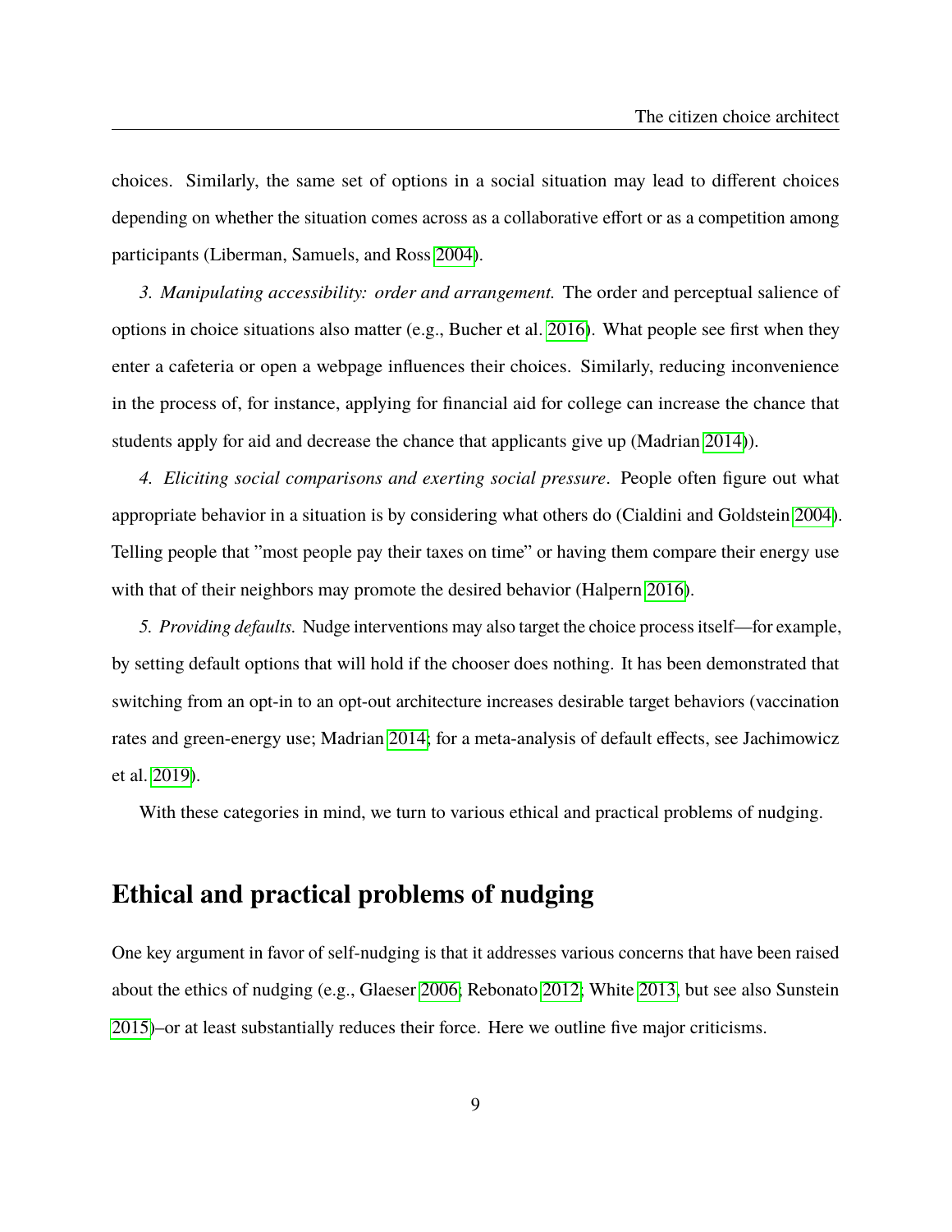choices. Similarly, the same set of options in a social situation may lead to different choices depending on whether the situation comes across as a collaborative effort or as a competition among participants (Liberman, Samuels, and Ross 2004).

*3. Manipulating accessibility: order and arrangement.* The order and perceptual salience of options in choice situations also matter (e.g., Bucher et al. 2016). What people see first when they enter a cafeteria or open a webpage influences their choices. Similarly, reducing inconvenience in the process of, for instance, applying for financial aid for college can increase the chance that students apply for aid and decrease the chance that applicants give up (Madrian 2014)).

*4. Eliciting social comparisons and exerting social pressure*. People often figure out what appropriate behavior in a situation is by considering what others do (Cialdini and Goldstein 2004). Telling people that "most people pay their taxes on time" or having them compare their energy use with that of their neighbors may promote the desired behavior (Halpern 2016).

*5. Providing defaults.* Nudge interventions may also target the choice process itself—for example, by setting default options that will hold if the chooser does nothing. It has been demonstrated that switching from an opt-in to an opt-out architecture increases desirable target behaviors (vaccination rates and green-energy use; Madrian 2014; for a meta-analysis of default effects, see Jachimowicz et al. 2019).

With these categories in mind, we turn to various ethical and practical problems of nudging.

## Ethical and practical problems of nudging

One key argument in favor of self-nudging is that it addresses various concerns that have been raised about the ethics of nudging (e.g., Glaeser 2006; Rebonato 2012; White 2013, but see also Sunstein 2015)–or at least substantially reduces their force. Here we outline five major criticisms.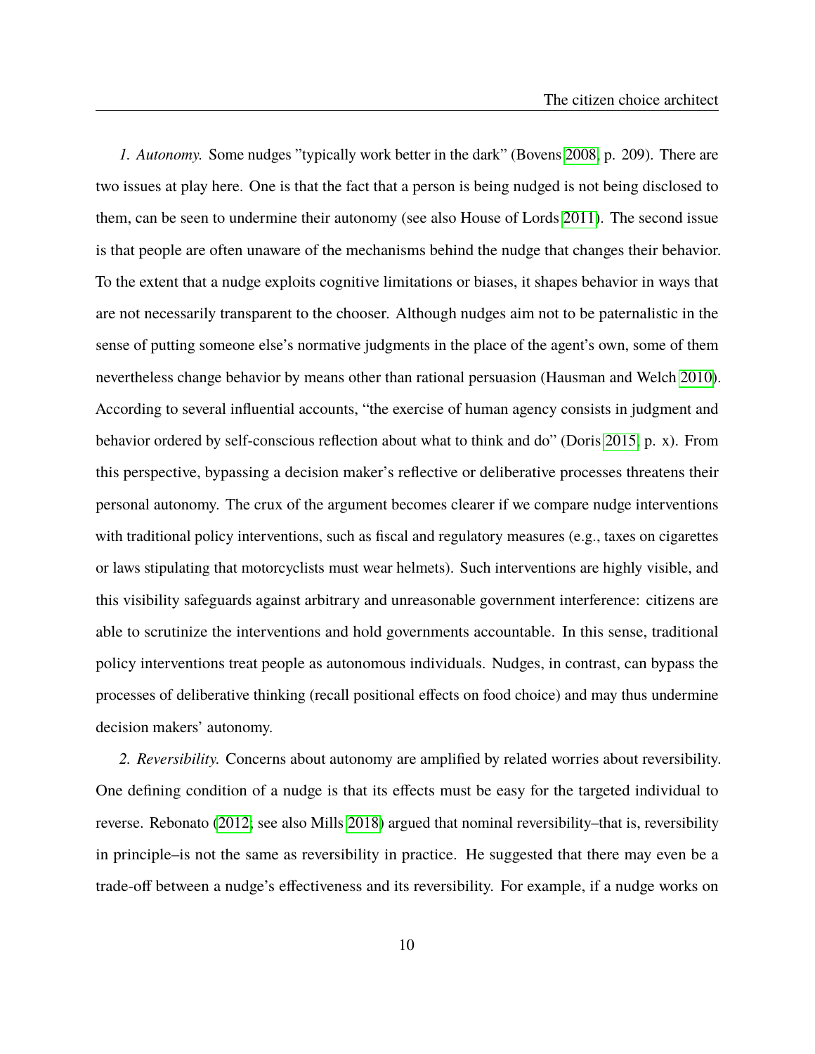*1. Autonomy.* Some nudges ”typically work better in the dark” (Bovens 2008, p. 209). There are two issues at play here. One is that the fact that a person is being nudged is not being disclosed to them, can be seen to undermine their autonomy (see also House of Lords 2011). The second issue is that people are often unaware of the mechanisms behind the nudge that changes their behavior. To the extent that a nudge exploits cognitive limitations or biases, it shapes behavior in ways that are not necessarily transparent to the chooser. Although nudges aim not to be paternalistic in the sense of putting someone else’s normative judgments in the place of the agent’s own, some of them nevertheless change behavior by means other than rational persuasion (Hausman and Welch 2010). According to several influential accounts, “the exercise of human agency consists in judgment and behavior ordered by self-conscious reflection about what to think and do” (Doris 2015, p. x). From this perspective, bypassing a decision maker’s reflective or deliberative processes threatens their personal autonomy. The crux of the argument becomes clearer if we compare nudge interventions with traditional policy interventions, such as fiscal and regulatory measures (e.g., taxes on cigarettes or laws stipulating that motorcyclists must wear helmets). Such interventions are highly visible, and this visibility safeguards against arbitrary and unreasonable government interference: citizens are able to scrutinize the interventions and hold governments accountable. In this sense, traditional policy interventions treat people as autonomous individuals. Nudges, in contrast, can bypass the processes of deliberative thinking (recall positional effects on food choice) and may thus undermine decision makers’ autonomy.

*2. Reversibility.* Concerns about autonomy are amplified by related worries about reversibility. One defining condition of a nudge is that its effects must be easy for the targeted individual to reverse. Rebonato (2012; see also Mills 2018) argued that nominal reversibility–that is, reversibility in principle–is not the same as reversibility in practice. He suggested that there may even be a trade-off between a nudge’s effectiveness and its reversibility. For example, if a nudge works on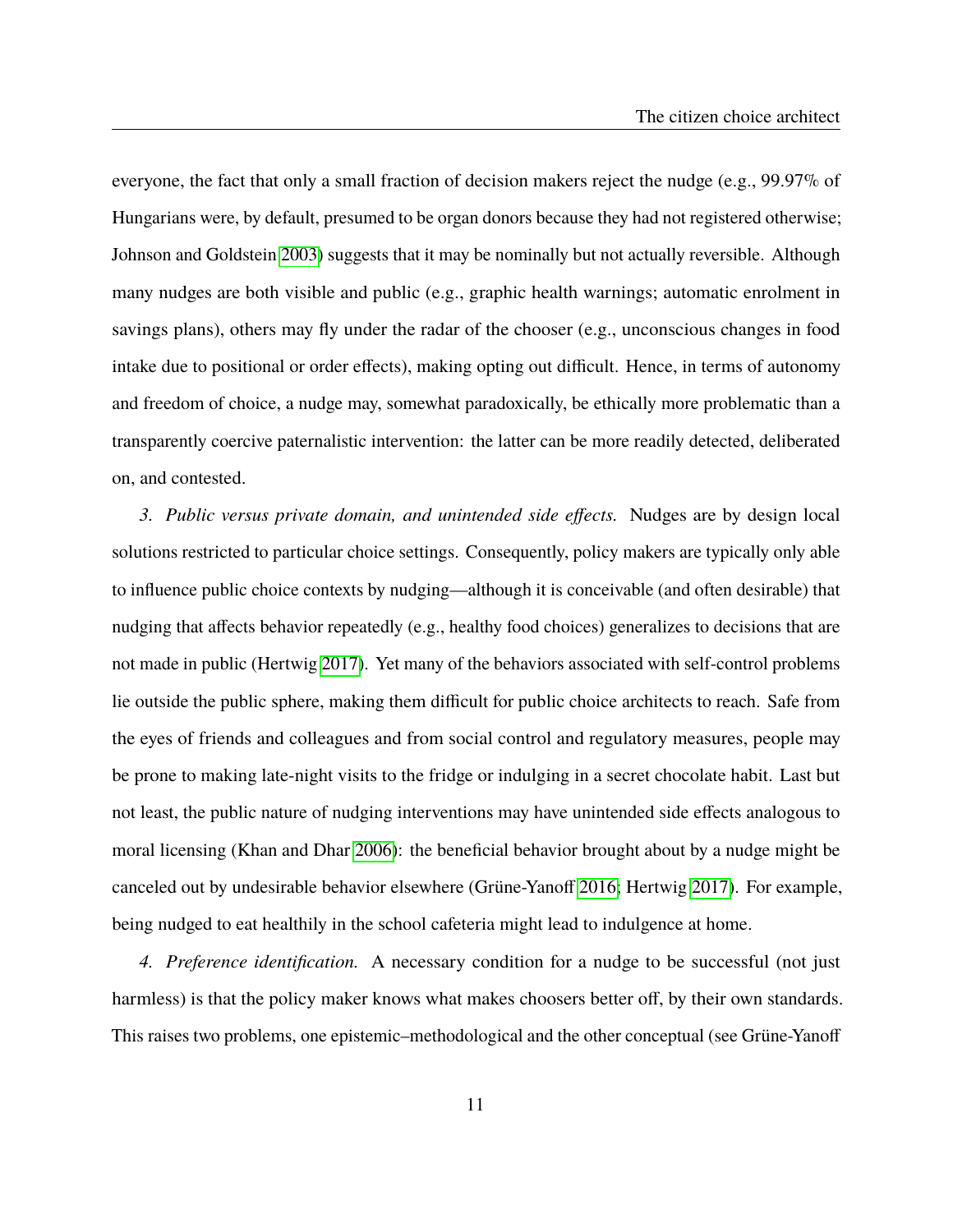everyone, the fact that only a small fraction of decision makers reject the nudge (e.g., 99.97% of Hungarians were, by default, presumed to be organ donors because they had not registered otherwise; Johnson and Goldstein 2003) suggests that it may be nominally but not actually reversible. Although many nudges are both visible and public (e.g., graphic health warnings; automatic enrolment in savings plans), others may fly under the radar of the chooser (e.g., unconscious changes in food intake due to positional or order effects), making opting out difficult. Hence, in terms of autonomy and freedom of choice, a nudge may, somewhat paradoxically, be ethically more problematic than a transparently coercive paternalistic intervention: the latter can be more readily detected, deliberated on, and contested.

*3. Public versus private domain, and unintended side effects.* Nudges are by design local solutions restricted to particular choice settings. Consequently, policy makers are typically only able to influence public choice contexts by nudging—although it is conceivable (and often desirable) that nudging that affects behavior repeatedly (e.g., healthy food choices) generalizes to decisions that are not made in public (Hertwig 2017). Yet many of the behaviors associated with self-control problems lie outside the public sphere, making them difficult for public choice architects to reach. Safe from the eyes of friends and colleagues and from social control and regulatory measures, people may be prone to making late-night visits to the fridge or indulging in a secret chocolate habit. Last but not least, the public nature of nudging interventions may have unintended side effects analogous to moral licensing (Khan and Dhar 2006): the beneficial behavior brought about by a nudge might be canceled out by undesirable behavior elsewhere (Grüne-Yanoff 2016; Hertwig 2017). For example, being nudged to eat healthily in the school cafeteria might lead to indulgence at home.

*4. Preference identification.* A necessary condition for a nudge to be successful (not just harmless) is that the policy maker knows what makes choosers better off, by their own standards. This raises two problems, one epistemic–methodological and the other conceptual (see Grüne-Yanoff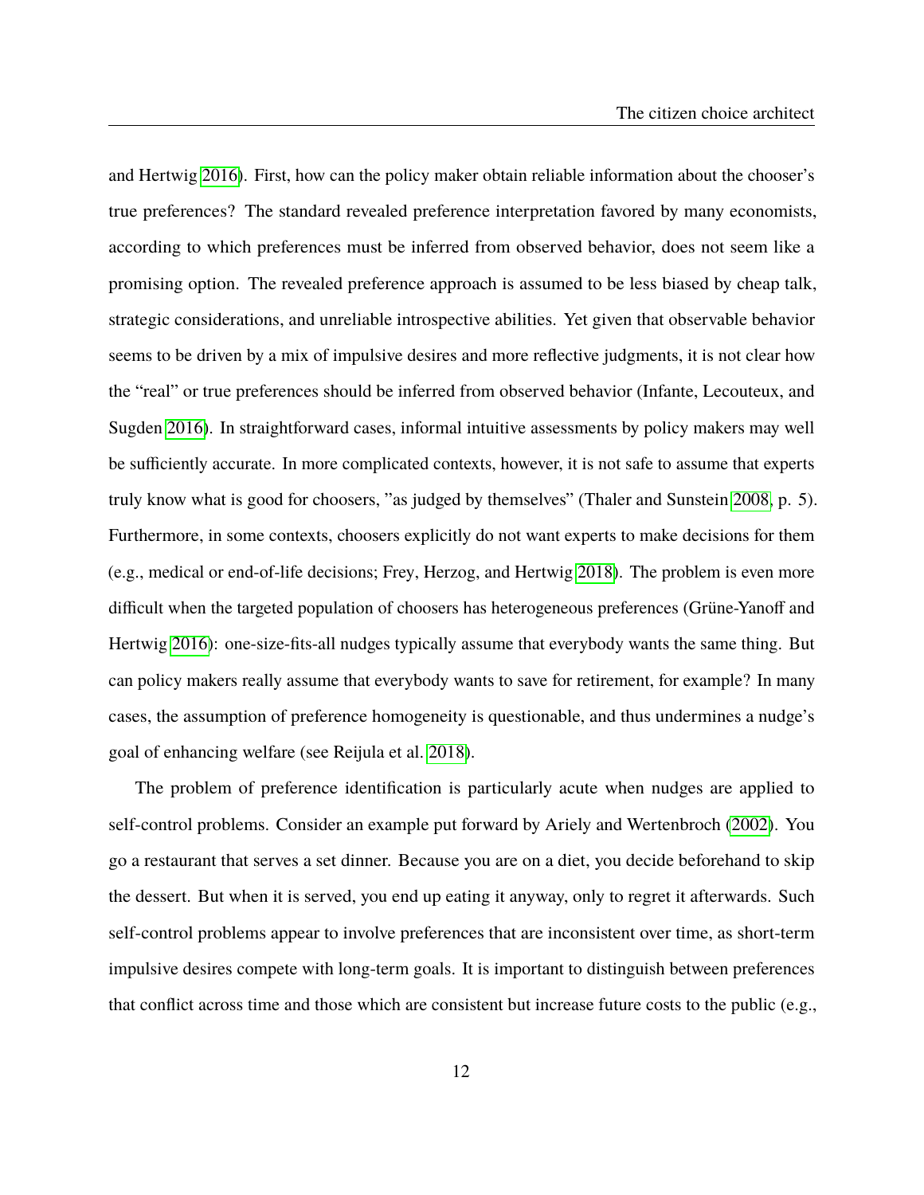and Hertwig 2016). First, how can the policy maker obtain reliable information about the chooser's true preferences? The standard revealed preference interpretation favored by many economists, according to which preferences must be inferred from observed behavior, does not seem like a promising option. The revealed preference approach is assumed to be less biased by cheap talk, strategic considerations, and unreliable introspective abilities. Yet given that observable behavior seems to be driven by a mix of impulsive desires and more reflective judgments, it is not clear how the "real" or true preferences should be inferred from observed behavior (Infante, Lecouteux, and Sugden 2016). In straightforward cases, informal intuitive assessments by policy makers may well be sufficiently accurate. In more complicated contexts, however, it is not safe to assume that experts truly know what is good for choosers, "as judged by themselves" (Thaler and Sunstein 2008, p. 5). Furthermore, in some contexts, choosers explicitly do not want experts to make decisions for them (e.g., medical or end-of-life decisions; Frey, Herzog, and Hertwig 2018). The problem is even more difficult when the targeted population of choosers has heterogeneous preferences (Grüne-Yanoff and Hertwig 2016): one-size-fits-all nudges typically assume that everybody wants the same thing. But can policy makers really assume that everybody wants to save for retirement, for example? In many cases, the assumption of preference homogeneity is questionable, and thus undermines a nudge's goal of enhancing welfare (see Reijula et al. 2018).

The problem of preference identification is particularly acute when nudges are applied to self-control problems. Consider an example put forward by Ariely and Wertenbroch (2002). You go a restaurant that serves a set dinner. Because you are on a diet, you decide beforehand to skip the dessert. But when it is served, you end up eating it anyway, only to regret it afterwards. Such self-control problems appear to involve preferences that are inconsistent over time, as short-term impulsive desires compete with long-term goals. It is important to distinguish between preferences that conflict across time and those which are consistent but increase future costs to the public (e.g.,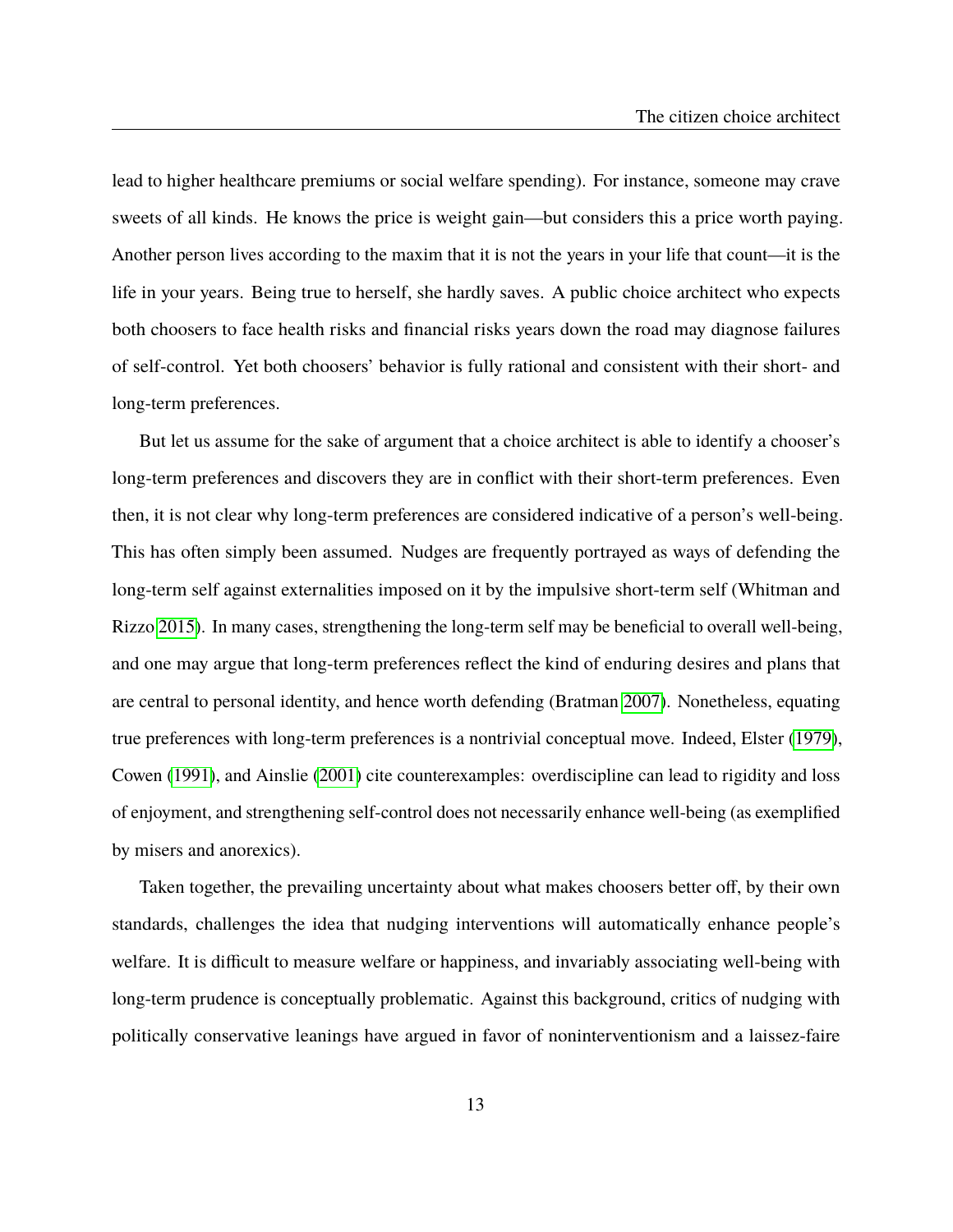lead to higher healthcare premiums or social welfare spending). For instance, someone may crave sweets of all kinds. He knows the price is weight gain—but considers this a price worth paying. Another person lives according to the maxim that it is not the years in your life that count—it is the life in your years. Being true to herself, she hardly saves. A public choice architect who expects both choosers to face health risks and financial risks years down the road may diagnose failures of self-control. Yet both choosers' behavior is fully rational and consistent with their short- and long-term preferences.

But let us assume for the sake of argument that a choice architect is able to identify a chooser's long-term preferences and discovers they are in conflict with their short-term preferences. Even then, it is not clear why long-term preferences are considered indicative of a person's well-being. This has often simply been assumed. Nudges are frequently portrayed as ways of defending the long-term self against externalities imposed on it by the impulsive short-term self (Whitman and Rizzo 2015). In many cases, strengthening the long-term self may be beneficial to overall well-being, and one may argue that long-term preferences reflect the kind of enduring desires and plans that are central to personal identity, and hence worth defending (Bratman 2007). Nonetheless, equating true preferences with long-term preferences is a nontrivial conceptual move. Indeed, Elster (1979), Cowen (1991), and Ainslie (2001) cite counterexamples: overdiscipline can lead to rigidity and loss of enjoyment, and strengthening self-control does not necessarily enhance well-being (as exemplified by misers and anorexics).

Taken together, the prevailing uncertainty about what makes choosers better off, by their own standards, challenges the idea that nudging interventions will automatically enhance people's welfare. It is difficult to measure welfare or happiness, and invariably associating well-being with long-term prudence is conceptually problematic. Against this background, critics of nudging with politically conservative leanings have argued in favor of noninterventionism and a laissez-faire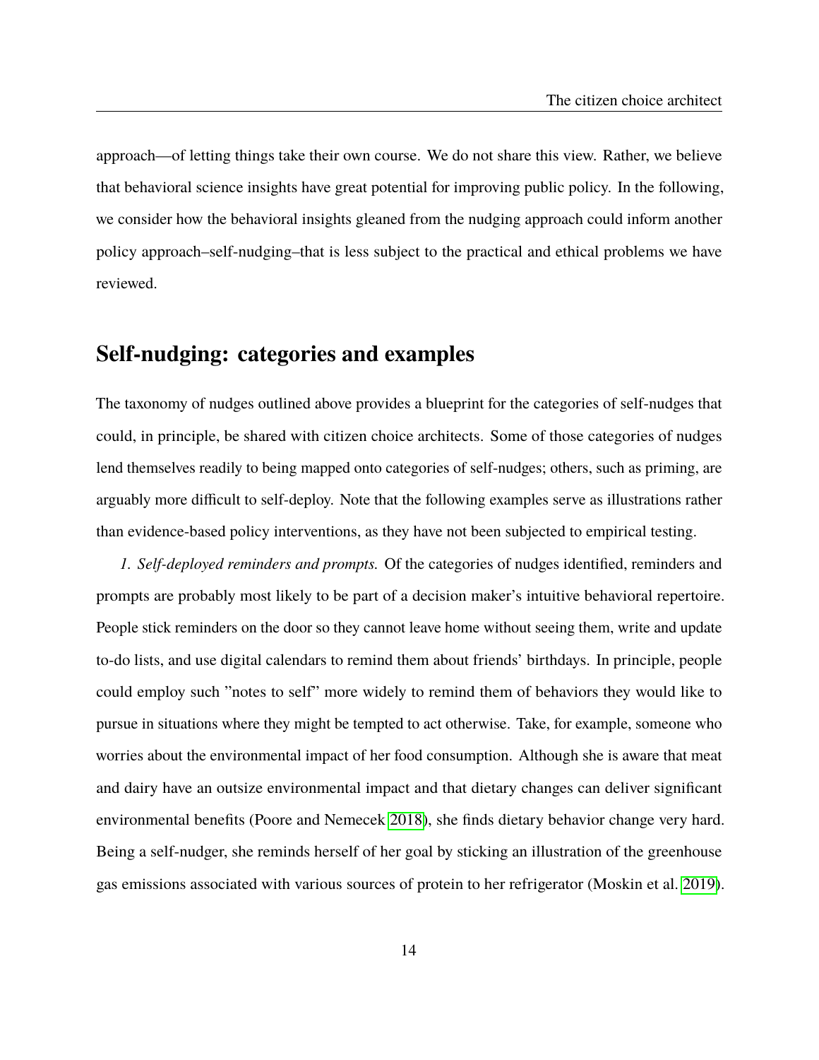approach—of letting things take their own course. We do not share this view. Rather, we believe that behavioral science insights have great potential for improving public policy. In the following, we consider how the behavioral insights gleaned from the nudging approach could inform another policy approach–self-nudging–that is less subject to the practical and ethical problems we have reviewed.

## Self-nudging: categories and examples

The taxonomy of nudges outlined above provides a blueprint for the categories of self-nudges that could, in principle, be shared with citizen choice architects. Some of those categories of nudges lend themselves readily to being mapped onto categories of self-nudges; others, such as priming, are arguably more difficult to self-deploy. Note that the following examples serve as illustrations rather than evidence-based policy interventions, as they have not been subjected to empirical testing.

*1. Self-deployed reminders and prompts.* Of the categories of nudges identified, reminders and prompts are probably most likely to be part of a decision maker's intuitive behavioral repertoire. People stick reminders on the door so they cannot leave home without seeing them, write and update to-do lists, and use digital calendars to remind them about friends' birthdays. In principle, people could employ such "notes to self" more widely to remind them of behaviors they would like to pursue in situations where they might be tempted to act otherwise. Take, for example, someone who worries about the environmental impact of her food consumption. Although she is aware that meat and dairy have an outsize environmental impact and that dietary changes can deliver significant environmental benefits (Poore and Nemecek 2018), she finds dietary behavior change very hard. Being a self-nudger, she reminds herself of her goal by sticking an illustration of the greenhouse gas emissions associated with various sources of protein to her refrigerator (Moskin et al. 2019).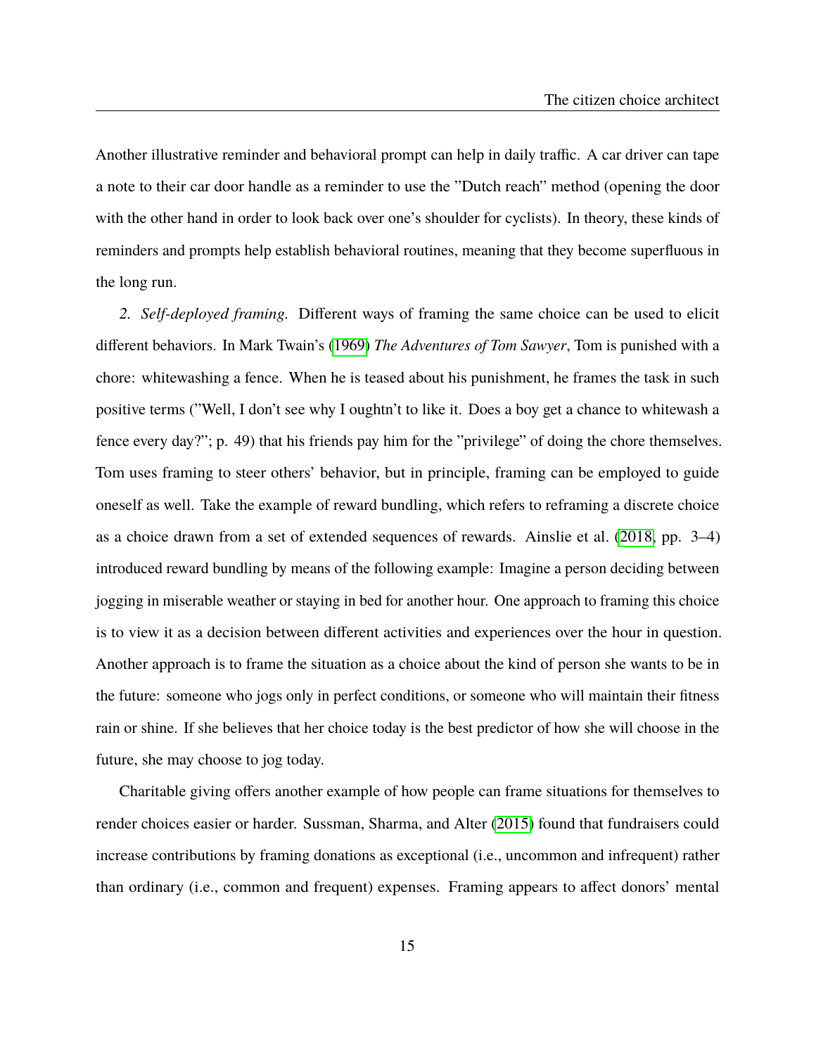Another illustrative reminder and behavioral prompt can help in daily traffic. A car driver can tape a note to their car door handle as a reminder to use the "Dutch reach" method (opening the door with the other hand in order to look back over one's shoulder for cyclists). In theory, these kinds of reminders and prompts help establish behavioral routines, meaning that they become superfluous in the long run.

*2. Self-deployed framing.* Different ways of framing the same choice can be used to elicit different behaviors. In Mark Twain's (1969) *The Adventures of Tom Sawyer*, Tom is punished with a chore: whitewashing a fence. When he is teased about his punishment, he frames the task in such positive terms ("Well, I don't see why I oughtn't to like it. Does a boy get a chance to whitewash a fence every day?"; p. 49) that his friends pay him for the "privilege" of doing the chore themselves. Tom uses framing to steer others' behavior, but in principle, framing can be employed to guide oneself as well. Take the example of reward bundling, which refers to reframing a discrete choice as a choice drawn from a set of extended sequences of rewards. Ainslie et al. (2018, pp. 3–4) introduced reward bundling by means of the following example: Imagine a person deciding between jogging in miserable weather or staying in bed for another hour. One approach to framing this choice is to view it as a decision between different activities and experiences over the hour in question. Another approach is to frame the situation as a choice about the kind of person she wants to be in the future: someone who jogs only in perfect conditions, or someone who will maintain their fitness rain or shine. If she believes that her choice today is the best predictor of how she will choose in the future, she may choose to jog today.

Charitable giving offers another example of how people can frame situations for themselves to render choices easier or harder. Sussman, Sharma, and Alter (2015) found that fundraisers could increase contributions by framing donations as exceptional (i.e., uncommon and infrequent) rather than ordinary (i.e., common and frequent) expenses. Framing appears to affect donors' mental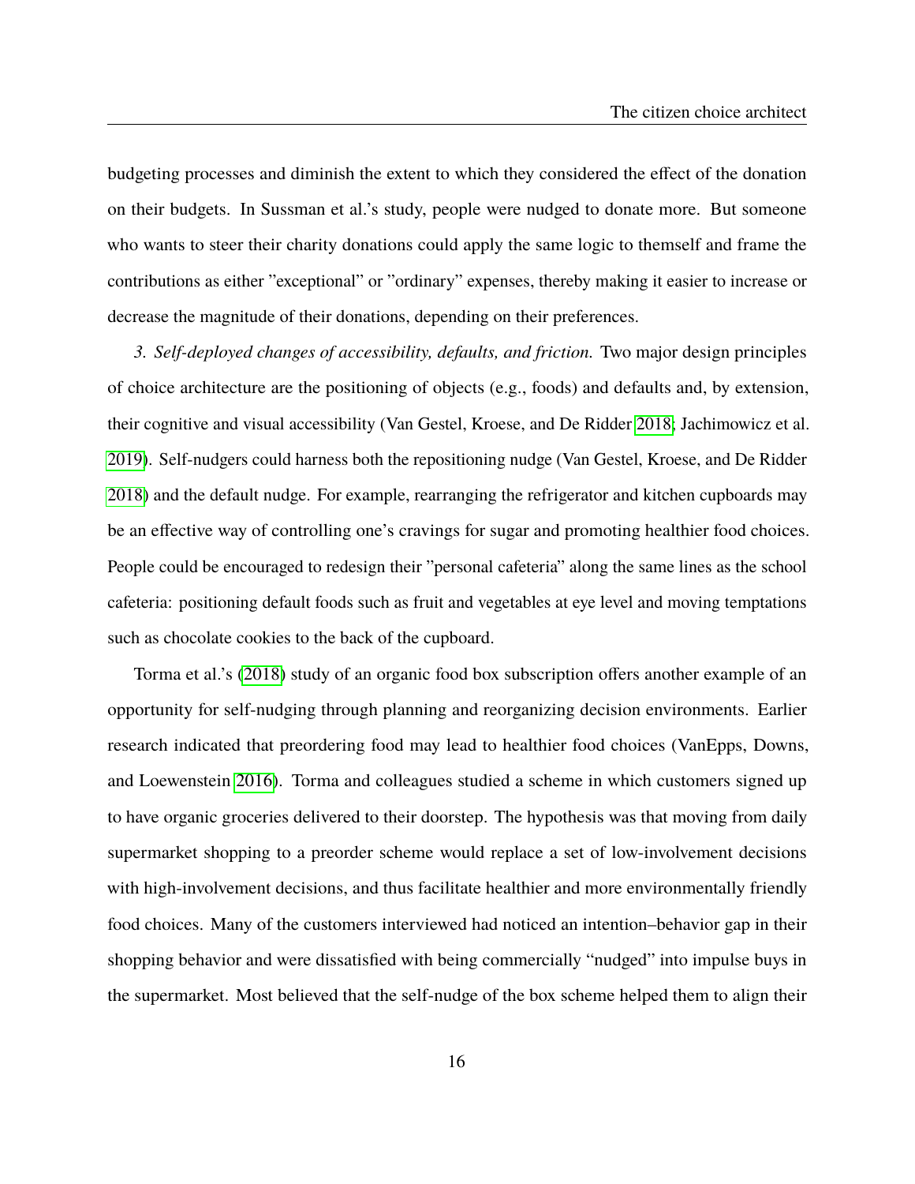budgeting processes and diminish the extent to which they considered the effect of the donation on their budgets. In Sussman et al.'s study, people were nudged to donate more. But someone who wants to steer their charity donations could apply the same logic to themself and frame the contributions as either "exceptional" or "ordinary" expenses, thereby making it easier to increase or decrease the magnitude of their donations, depending on their preferences.

*3. Self-deployed changes of accessibility, defaults, and friction.* Two major design principles of choice architecture are the positioning of objects (e.g., foods) and defaults and, by extension, their cognitive and visual accessibility (Van Gestel, Kroese, and De Ridder 2018; Jachimowicz et al. 2019). Self-nudgers could harness both the repositioning nudge (Van Gestel, Kroese, and De Ridder 2018) and the default nudge. For example, rearranging the refrigerator and kitchen cupboards may be an effective way of controlling one's cravings for sugar and promoting healthier food choices. People could be encouraged to redesign their "personal cafeteria" along the same lines as the school cafeteria: positioning default foods such as fruit and vegetables at eye level and moving temptations such as chocolate cookies to the back of the cupboard.

Torma et al.'s (2018) study of an organic food box subscription offers another example of an opportunity for self-nudging through planning and reorganizing decision environments. Earlier research indicated that preordering food may lead to healthier food choices (VanEpps, Downs, and Loewenstein 2016). Torma and colleagues studied a scheme in which customers signed up to have organic groceries delivered to their doorstep. The hypothesis was that moving from daily supermarket shopping to a preorder scheme would replace a set of low-involvement decisions with high-involvement decisions, and thus facilitate healthier and more environmentally friendly food choices. Many of the customers interviewed had noticed an intention–behavior gap in their shopping behavior and were dissatisfied with being commercially "nudged" into impulse buys in the supermarket. Most believed that the self-nudge of the box scheme helped them to align their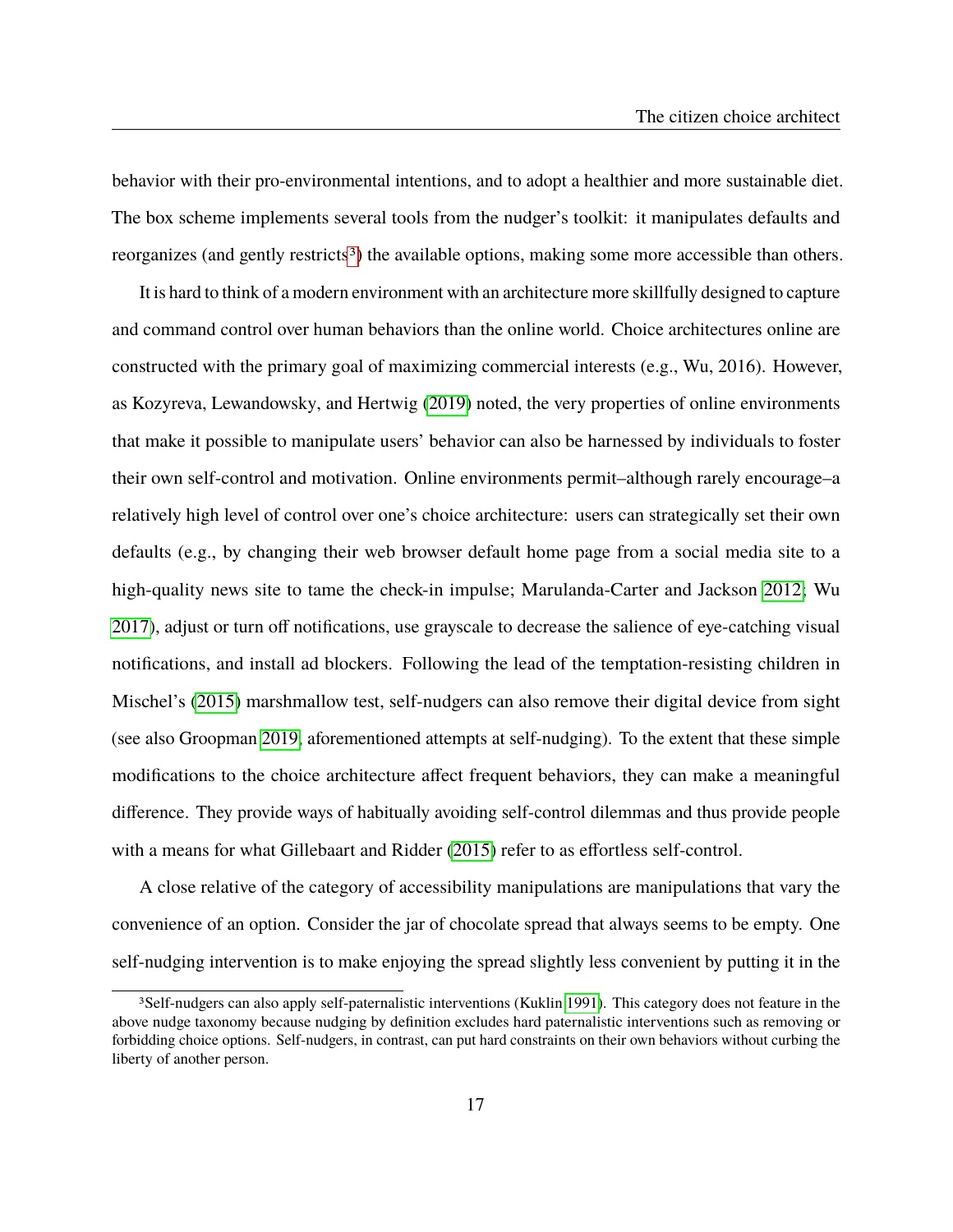behavior with their pro-environmental intentions, and to adopt a healthier and more sustainable diet. The box scheme implements several tools from the nudger's toolkit: it manipulates defaults and reorganizes (and gently restricts[3]) the available options, making some more accessible than others.

It is hard to think of a modern environment with an architecture more skillfully designed to capture and command control over human behaviors than the online world. Choice architectures online are constructed with the primary goal of maximizing commercial interests (e.g., Wu, 2016). However, as Kozyreva, Lewandowsky, and Hertwig (2019) noted, the very properties of online environments that make it possible to manipulate users' behavior can also be harnessed by individuals to foster their own self-control and motivation. Online environments permit–although rarely encourage–a relatively high level of control over one's choice architecture: users can strategically set their own defaults (e.g., by changing their web browser default home page from a social media site to a high-quality news site to tame the check-in impulse; Marulanda-Carter and Jackson 2012; Wu 2017), adjust or turn off notifications, use grayscale to decrease the salience of eye-catching visual notifications, and install ad blockers. Following the lead of the temptation-resisting children in Mischel's (2015) marshmallow test, self-nudgers can also remove their digital device from sight (see also Groopman 2019, aforementioned attempts at self-nudging). To the extent that these simple modifications to the choice architecture affect frequent behaviors, they can make a meaningful difference. They provide ways of habitually avoiding self-control dilemmas and thus provide people with a means for what Gillebaart and Ridder (2015) refer to as effortless self-control.

A close relative of the category of accessibility manipulations are manipulations that vary the convenience of an option. Consider the jar of chocolate spread that always seems to be empty. One self-nudging intervention is to make enjoying the spread slightly less convenient by putting it in the

---

[3] Self-nudgers can also apply self-paternalistic interventions (Kuklin 1991). This category does not feature in the above nudge taxonomy because nudging by definition excludes hard paternalistic interventions such as removing or forbidding choice options. Self-nudgers, in contrast, can put hard constraints on their own behaviors without curbing the liberty of another person.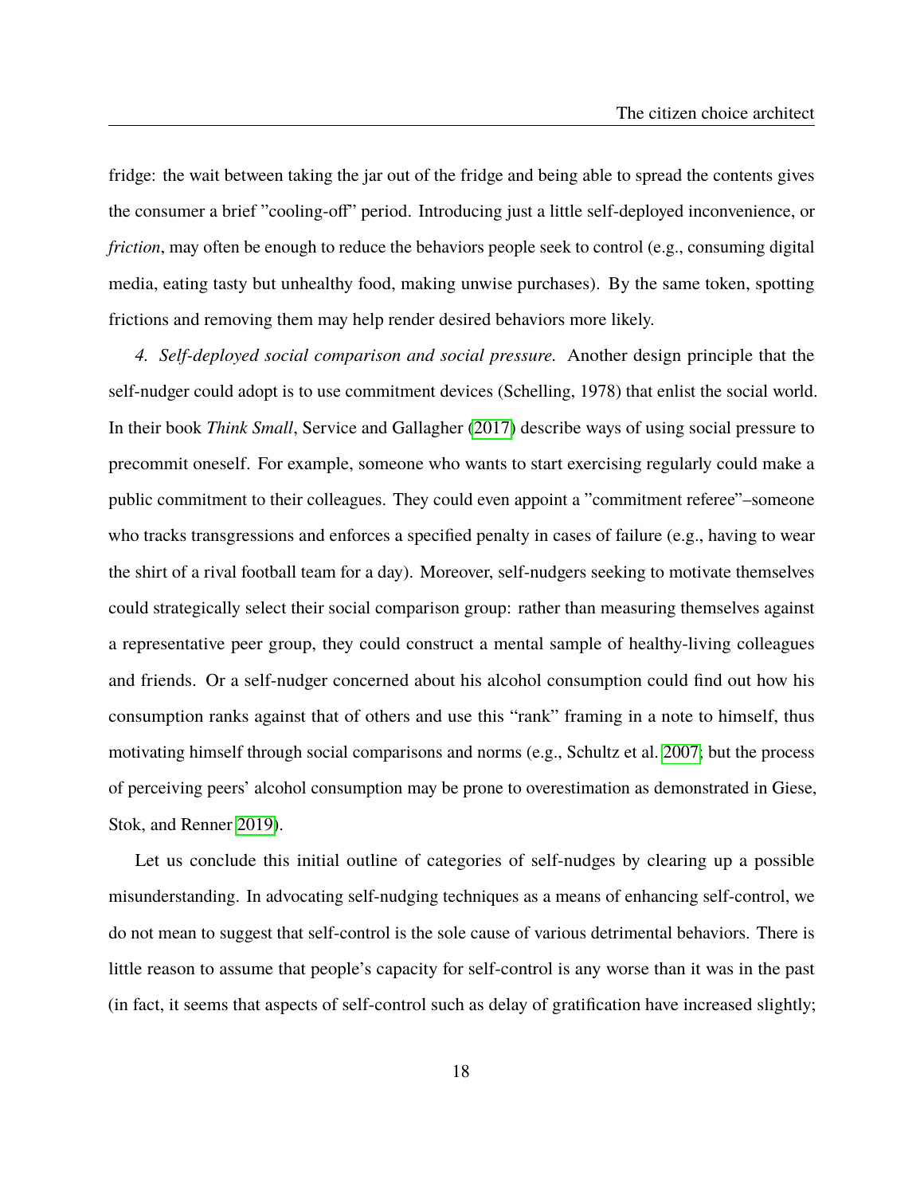fridge: the wait between taking the jar out of the fridge and being able to spread the contents gives the consumer a brief "cooling-off" period. Introducing just a little self-deployed inconvenience, or *friction*, may often be enough to reduce the behaviors people seek to control (e.g., consuming digital media, eating tasty but unhealthy food, making unwise purchases). By the same token, spotting frictions and removing them may help render desired behaviors more likely.

*4. Self-deployed social comparison and social pressure.* Another design principle that the self-nudger could adopt is to use commitment devices (Schelling, 1978) that enlist the social world. In their book *Think Small*, Service and Gallagher (2017) describe ways of using social pressure to precommit oneself. For example, someone who wants to start exercising regularly could make a public commitment to their colleagues. They could even appoint a "commitment referee"–someone who tracks transgressions and enforces a specified penalty in cases of failure (e.g., having to wear the shirt of a rival football team for a day). Moreover, self-nudgers seeking to motivate themselves could strategically select their social comparison group: rather than measuring themselves against a representative peer group, they could construct a mental sample of healthy-living colleagues and friends. Or a self-nudger concerned about his alcohol consumption could find out how his consumption ranks against that of others and use this "rank" framing in a note to himself, thus motivating himself through social comparisons and norms (e.g., Schultz et al. 2007; but the process of perceiving peers' alcohol consumption may be prone to overestimation as demonstrated in Giese, Stok, and Renner 2019).

Let us conclude this initial outline of categories of self-nudges by clearing up a possible misunderstanding. In advocating self-nudging techniques as a means of enhancing self-control, we do not mean to suggest that self-control is the sole cause of various detrimental behaviors. There is little reason to assume that people's capacity for self-control is any worse than it was in the past (in fact, it seems that aspects of self-control such as delay of gratification have increased slightly;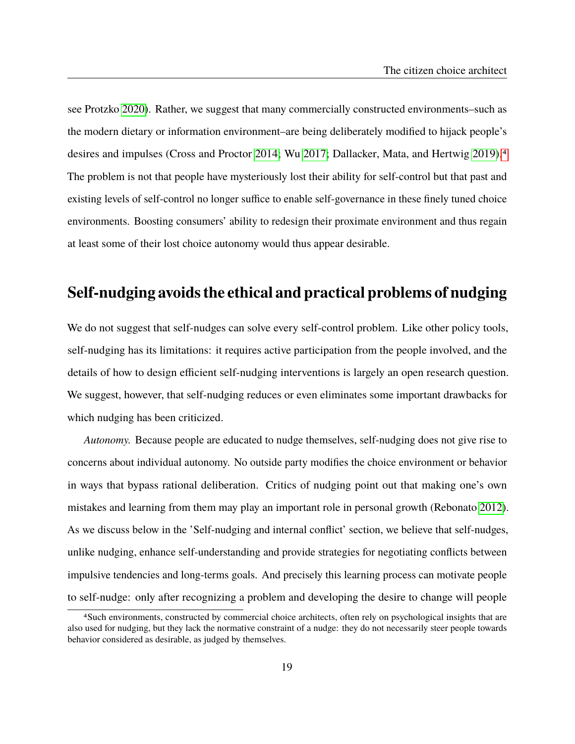see Protzko 2020). Rather, we suggest that many commercially constructed environments–such as the modern dietary or information environment–are being deliberately modified to hijack people's desires and impulses (Cross and Proctor 2014; Wu 2017; Dallacker, Mata, and Hertwig 2019).[4] The problem is not that people have mysteriously lost their ability for self-control but that past and existing levels of self-control no longer suffice to enable self-governance in these finely tuned choice environments. Boosting consumers' ability to redesign their proximate environment and thus regain at least some of their lost choice autonomy would thus appear desirable.

## Self-nudging avoids the ethical and practical problems of nudging

We do not suggest that self-nudges can solve every self-control problem. Like other policy tools, self-nudging has its limitations: it requires active participation from the people involved, and the details of how to design efficient self-nudging interventions is largely an open research question. We suggest, however, that self-nudging reduces or even eliminates some important drawbacks for which nudging has been criticized.

*Autonomy.* Because people are educated to nudge themselves, self-nudging does not give rise to concerns about individual autonomy. No outside party modifies the choice environment or behavior in ways that bypass rational deliberation. Critics of nudging point out that making one's own mistakes and learning from them may play an important role in personal growth (Rebonato 2012). As we discuss below in the 'Self-nudging and internal conflict' section, we believe that self-nudges, unlike nudging, enhance self-understanding and provide strategies for negotiating conflicts between impulsive tendencies and long-terms goals. And precisely this learning process can motivate people to self-nudge: only after recognizing a problem and developing the desire to change will people

[4] Such environments, constructed by commercial choice architects, often rely on psychological insights that are also used for nudging, but they lack the normative constraint of a nudge: they do not necessarily steer people towards behavior considered as desirable, as judged by themselves.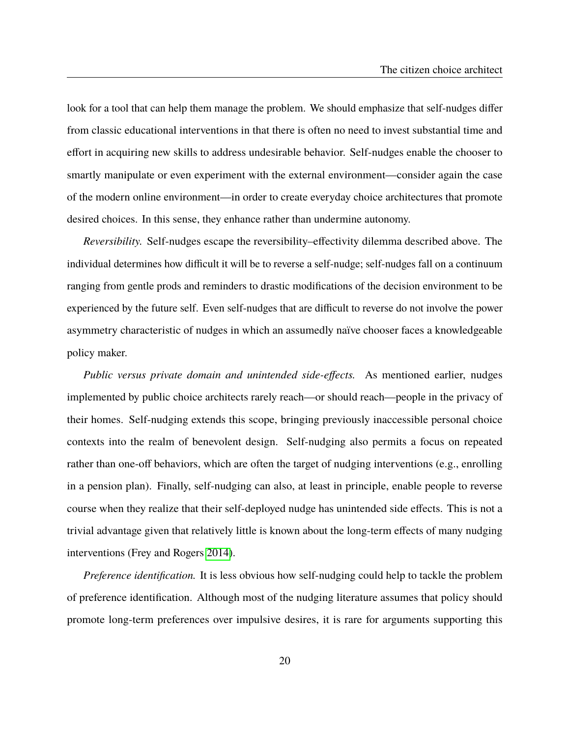look for a tool that can help them manage the problem. We should emphasize that self-nudges differ from classic educational interventions in that there is often no need to invest substantial time and effort in acquiring new skills to address undesirable behavior. Self-nudges enable the chooser to smartly manipulate or even experiment with the external environment—consider again the case of the modern online environment—in order to create everyday choice architectures that promote desired choices. In this sense, they enhance rather than undermine autonomy.

*Reversibility.* Self-nudges escape the reversibility–effectivity dilemma described above. The individual determines how difficult it will be to reverse a self-nudge; self-nudges fall on a continuum ranging from gentle prods and reminders to drastic modifications of the decision environment to be experienced by the future self. Even self-nudges that are difficult to reverse do not involve the power asymmetry characteristic of nudges in which an assumedly naïve chooser faces a knowledgeable policy maker.

*Public versus private domain and unintended side-effects.* As mentioned earlier, nudges implemented by public choice architects rarely reach—or should reach—people in the privacy of their homes. Self-nudging extends this scope, bringing previously inaccessible personal choice contexts into the realm of benevolent design. Self-nudging also permits a focus on repeated rather than one-off behaviors, which are often the target of nudging interventions (e.g., enrolling in a pension plan). Finally, self-nudging can also, at least in principle, enable people to reverse course when they realize that their self-deployed nudge has unintended side effects. This is not a trivial advantage given that relatively little is known about the long-term effects of many nudging interventions (Frey and Rogers 2014).

*Preference identification.* It is less obvious how self-nudging could help to tackle the problem of preference identification. Although most of the nudging literature assumes that policy should promote long-term preferences over impulsive desires, it is rare for arguments supporting this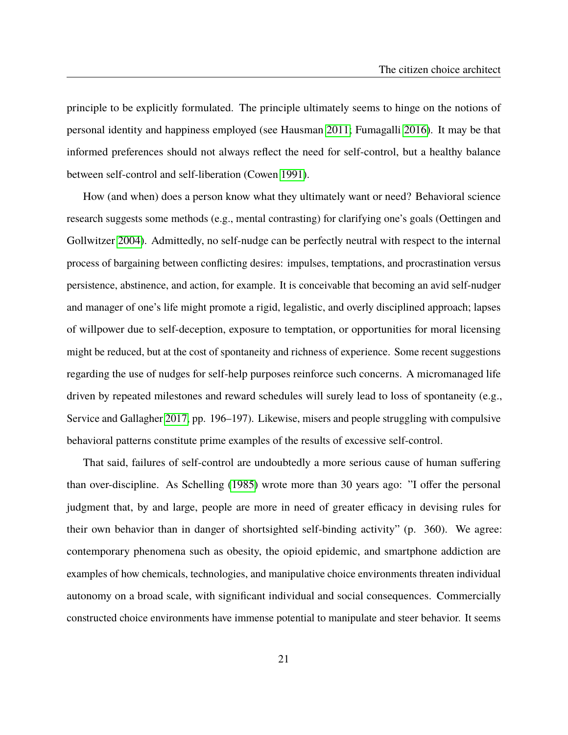principle to be explicitly formulated. The principle ultimately seems to hinge on the notions of personal identity and happiness employed (see Hausman 2011; Fumagalli 2016). It may be that informed preferences should not always reflect the need for self-control, but a healthy balance between self-control and self-liberation (Cowen 1991).

How (and when) does a person know what they ultimately want or need? Behavioral science research suggests some methods (e.g., mental contrasting) for clarifying one's goals (Oettingen and Gollwitzer 2004). Admittedly, no self-nudge can be perfectly neutral with respect to the internal process of bargaining between conflicting desires: impulses, temptations, and procrastination versus persistence, abstinence, and action, for example. It is conceivable that becoming an avid self-nudger and manager of one's life might promote a rigid, legalistic, and overly disciplined approach; lapses of willpower due to self-deception, exposure to temptation, or opportunities for moral licensing might be reduced, but at the cost of spontaneity and richness of experience. Some recent suggestions regarding the use of nudges for self-help purposes reinforce such concerns. A micromanaged life driven by repeated milestones and reward schedules will surely lead to loss of spontaneity (e.g., Service and Gallagher 2017, pp. 196–197). Likewise, misers and people struggling with compulsive behavioral patterns constitute prime examples of the results of excessive self-control.

That said, failures of self-control are undoubtedly a more serious cause of human suffering than over-discipline. As Schelling (1985) wrote more than 30 years ago: "I offer the personal judgment that, by and large, people are more in need of greater efficacy in devising rules for their own behavior than in danger of shortsighted self-binding activity" (p. 360). We agree: contemporary phenomena such as obesity, the opioid epidemic, and smartphone addiction are examples of how chemicals, technologies, and manipulative choice environments threaten individual autonomy on a broad scale, with significant individual and social consequences. Commercially constructed choice environments have immense potential to manipulate and steer behavior. It seems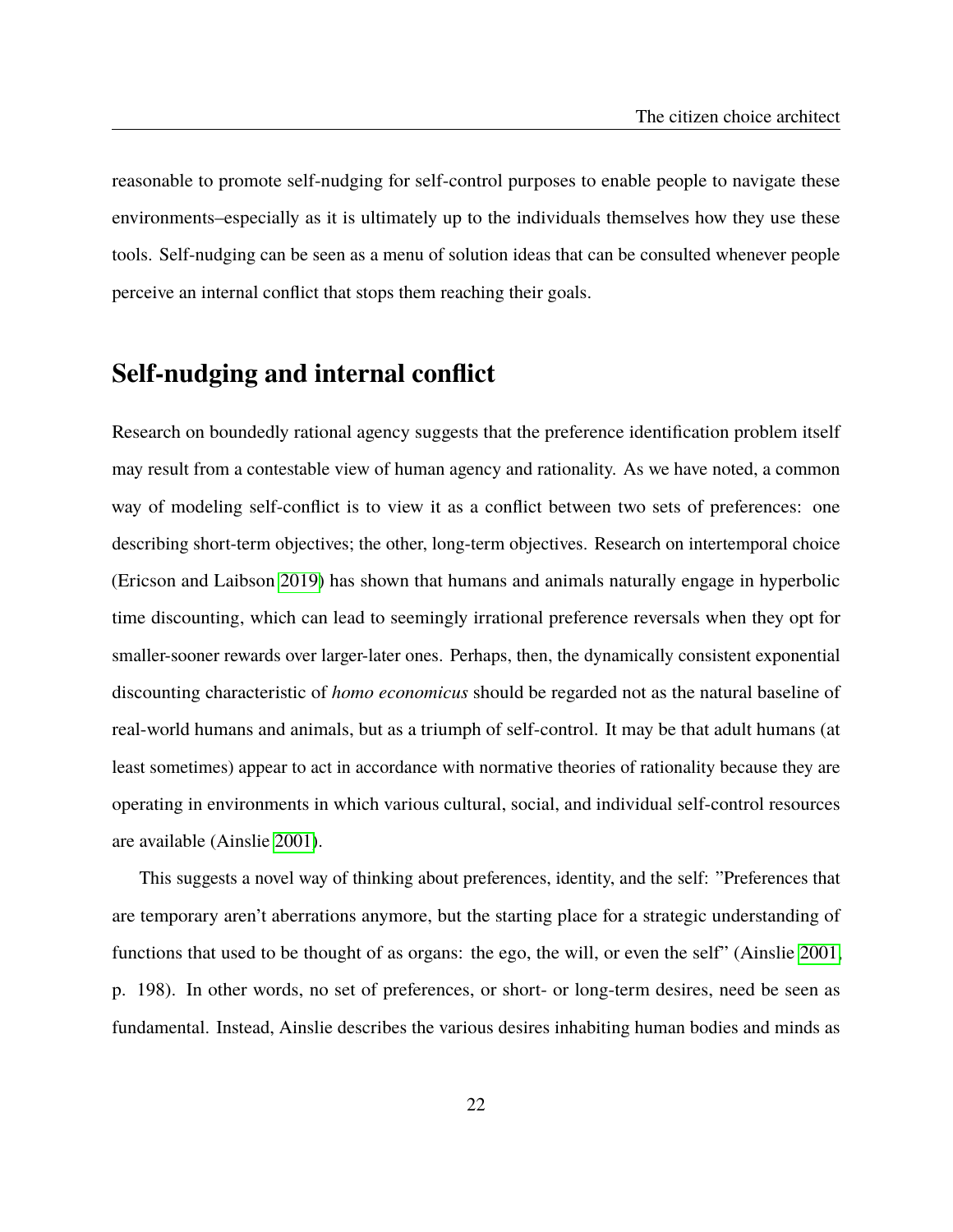reasonable to promote self-nudging for self-control purposes to enable people to navigate these environments–especially as it is ultimately up to the individuals themselves how they use these tools. Self-nudging can be seen as a menu of solution ideas that can be consulted whenever people perceive an internal conflict that stops them reaching their goals.

## Self-nudging and internal conflict

Research on boundedly rational agency suggests that the preference identification problem itself may result from a contestable view of human agency and rationality. As we have noted, a common way of modeling self-conflict is to view it as a conflict between two sets of preferences: one describing short-term objectives; the other, long-term objectives. Research on intertemporal choice (Ericson and Laibson 2019) has shown that humans and animals naturally engage in hyperbolic time discounting, which can lead to seemingly irrational preference reversals when they opt for smaller-sooner rewards over larger-later ones. Perhaps, then, the dynamically consistent exponential discounting characteristic of *homo economicus* should be regarded not as the natural baseline of real-world humans and animals, but as a triumph of self-control. It may be that adult humans (at least sometimes) appear to act in accordance with normative theories of rationality because they are operating in environments in which various cultural, social, and individual self-control resources are available (Ainslie 2001).

This suggests a novel way of thinking about preferences, identity, and the self: "Preferences that are temporary aren't aberrations anymore, but the starting place for a strategic understanding of functions that used to be thought of as organs: the ego, the will, or even the self" (Ainslie 2001, p. 198). In other words, no set of preferences, or short- or long-term desires, need be seen as fundamental. Instead, Ainslie describes the various desires inhabiting human bodies and minds as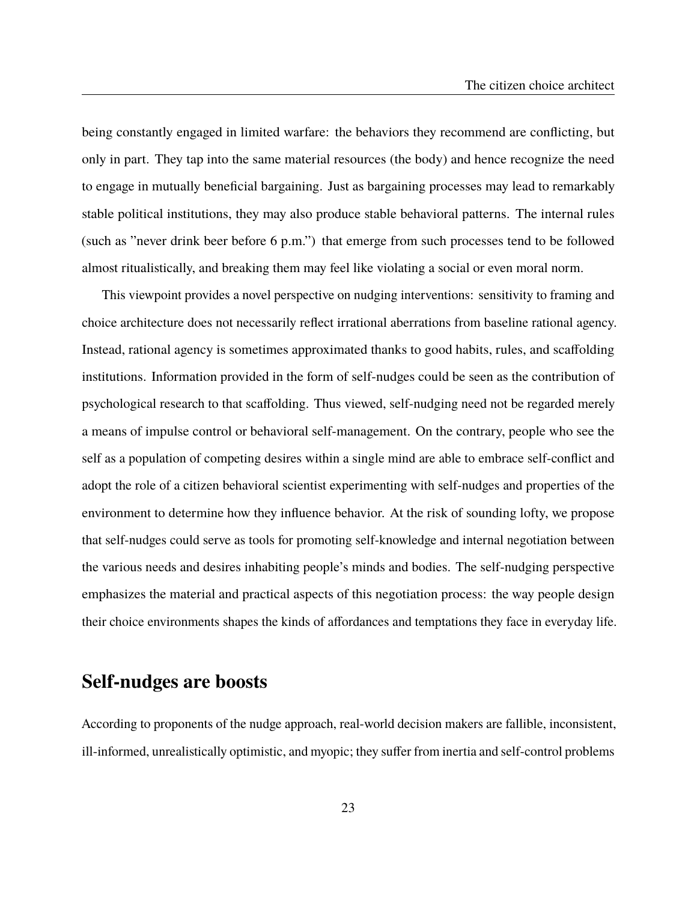being constantly engaged in limited warfare: the behaviors they recommend are conflicting, but only in part. They tap into the same material resources (the body) and hence recognize the need to engage in mutually beneficial bargaining. Just as bargaining processes may lead to remarkably stable political institutions, they may also produce stable behavioral patterns. The internal rules (such as "never drink beer before 6 p.m.") that emerge from such processes tend to be followed almost ritualistically, and breaking them may feel like violating a social or even moral norm.

This viewpoint provides a novel perspective on nudging interventions: sensitivity to framing and choice architecture does not necessarily reflect irrational aberrations from baseline rational agency. Instead, rational agency is sometimes approximated thanks to good habits, rules, and scaffolding institutions. Information provided in the form of self-nudges could be seen as the contribution of psychological research to that scaffolding. Thus viewed, self-nudging need not be regarded merely a means of impulse control or behavioral self-management. On the contrary, people who see the self as a population of competing desires within a single mind are able to embrace self-conflict and adopt the role of a citizen behavioral scientist experimenting with self-nudges and properties of the environment to determine how they influence behavior. At the risk of sounding lofty, we propose that self-nudges could serve as tools for promoting self-knowledge and internal negotiation between the various needs and desires inhabiting people's minds and bodies. The self-nudging perspective emphasizes the material and practical aspects of this negotiation process: the way people design their choice environments shapes the kinds of affordances and temptations they face in everyday life.

## Self-nudges are boosts

According to proponents of the nudge approach, real-world decision makers are fallible, inconsistent, ill-informed, unrealistically optimistic, and myopic; they suffer from inertia and self-control problems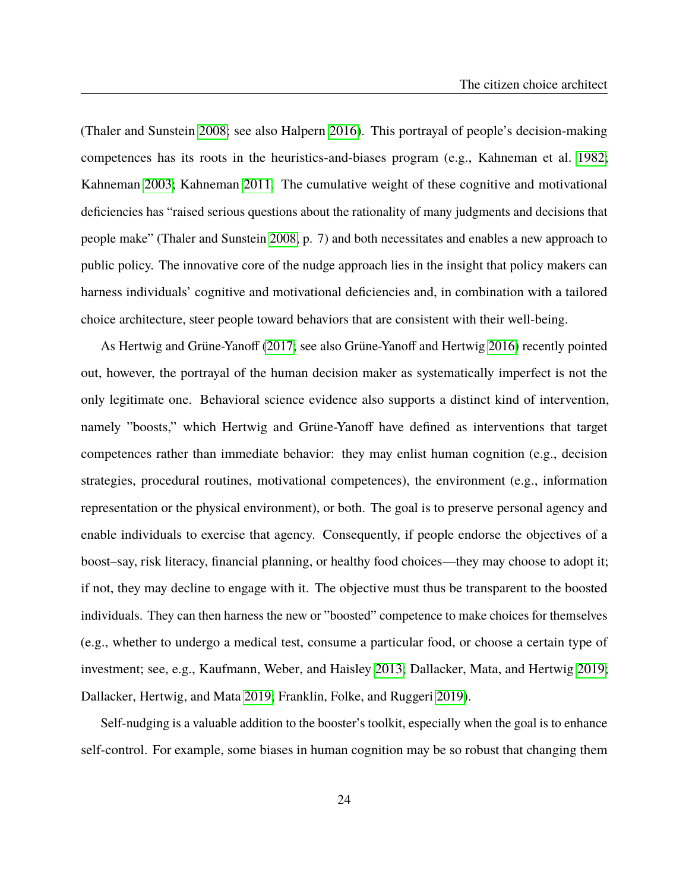(Thaler and Sunstein 2008; see also Halpern 2016). This portrayal of people's decision-making competences has its roots in the heuristics-and-biases program (e.g., Kahneman et al. 1982; Kahneman 2003; Kahneman 2011. The cumulative weight of these cognitive and motivational deficiencies has "raised serious questions about the rationality of many judgments and decisions that people make" (Thaler and Sunstein 2008, p. 7) and both necessitates and enables a new approach to public policy. The innovative core of the nudge approach lies in the insight that policy makers can harness individuals' cognitive and motivational deficiencies and, in combination with a tailored choice architecture, steer people toward behaviors that are consistent with their well-being.

As Hertwig and Grüne-Yanoff (2017; see also Grüne-Yanoff and Hertwig 2016) recently pointed out, however, the portrayal of the human decision maker as systematically imperfect is not the only legitimate one. Behavioral science evidence also supports a distinct kind of intervention, namely "boosts," which Hertwig and Grüne-Yanoff have defined as interventions that target competences rather than immediate behavior: they may enlist human cognition (e.g., decision strategies, procedural routines, motivational competences), the environment (e.g., information representation or the physical environment), or both. The goal is to preserve personal agency and enable individuals to exercise that agency. Consequently, if people endorse the objectives of a boost–say, risk literacy, financial planning, or healthy food choices—they may choose to adopt it; if not, they may decline to engage with it. The objective must thus be transparent to the boosted individuals. They can then harness the new or "boosted" competence to make choices for themselves (e.g., whether to undergo a medical test, consume a particular food, or choose a certain type of investment; see, e.g., Kaufmann, Weber, and Haisley 2013; Dallacker, Mata, and Hertwig 2019; Dallacker, Hertwig, and Mata 2019; Franklin, Folke, and Ruggeri 2019).

Self-nudging is a valuable addition to the booster's toolkit, especially when the goal is to enhance self-control. For example, some biases in human cognition may be so robust that changing them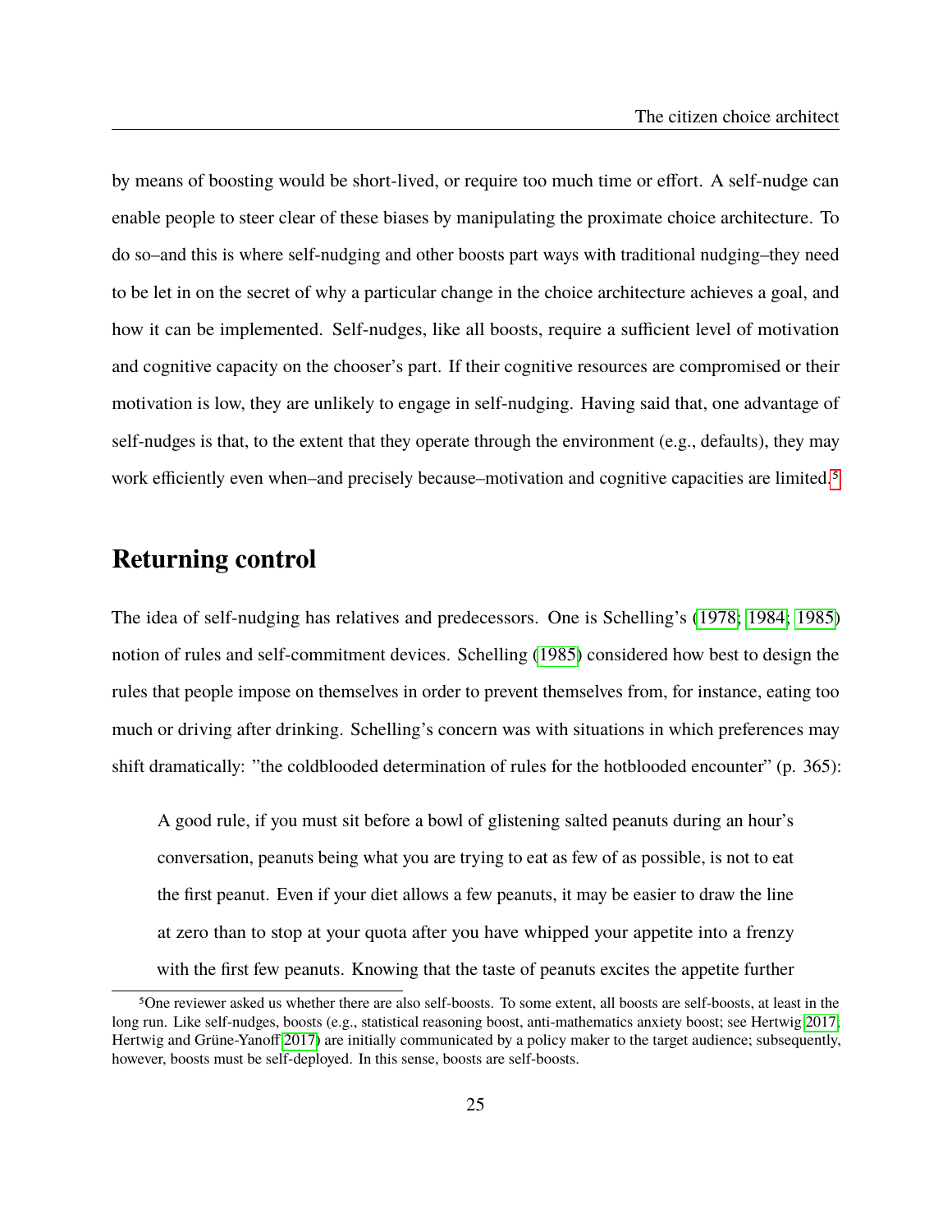by means of boosting would be short-lived, or require too much time or effort. A self-nudge can enable people to steer clear of these biases by manipulating the proximate choice architecture. To do so–and this is where self-nudging and other boosts part ways with traditional nudging–they need to be let in on the secret of why a particular change in the choice architecture achieves a goal, and how it can be implemented. Self-nudges, like all boosts, require a sufficient level of motivation and cognitive capacity on the chooser's part. If their cognitive resources are compromised or their motivation is low, they are unlikely to engage in self-nudging. Having said that, one advantage of self-nudges is that, to the extent that they operate through the environment (e.g., defaults), they may work efficiently even when–and precisely because–motivation and cognitive capacities are limited.[5]

## Returning control

The idea of self-nudging has relatives and predecessors. One is Schelling's (1978; 1984; 1985) notion of rules and self-commitment devices. Schelling (1985) considered how best to design the rules that people impose on themselves in order to prevent themselves from, for instance, eating too much or driving after drinking. Schelling's concern was with situations in which preferences may shift dramatically: "the coldblooded determination of rules for the hotblooded encounter" (p. 365):

> A good rule, if you must sit before a bowl of glistening salted peanuts during an hour's conversation, peanuts being what you are trying to eat as few of as possible, is not to eat the first peanut. Even if your diet allows a few peanuts, it may be easier to draw the line at zero than to stop at your quota after you have whipped your appetite into a frenzy with the first few peanuts. Knowing that the taste of peanuts excites the appetite further

[5] One reviewer asked us whether there are also self-boosts. To some extent, all boosts are self-boosts, at least in the long run. Like self-nudges, boosts (e.g., statistical reasoning boost, anti-mathematics anxiety boost; see Hertwig 2017; Hertwig and Grüne-Yanoff 2017) are initially communicated by a policy maker to the target audience; subsequently, however, boosts must be self-deployed. In this sense, boosts are self-boosts.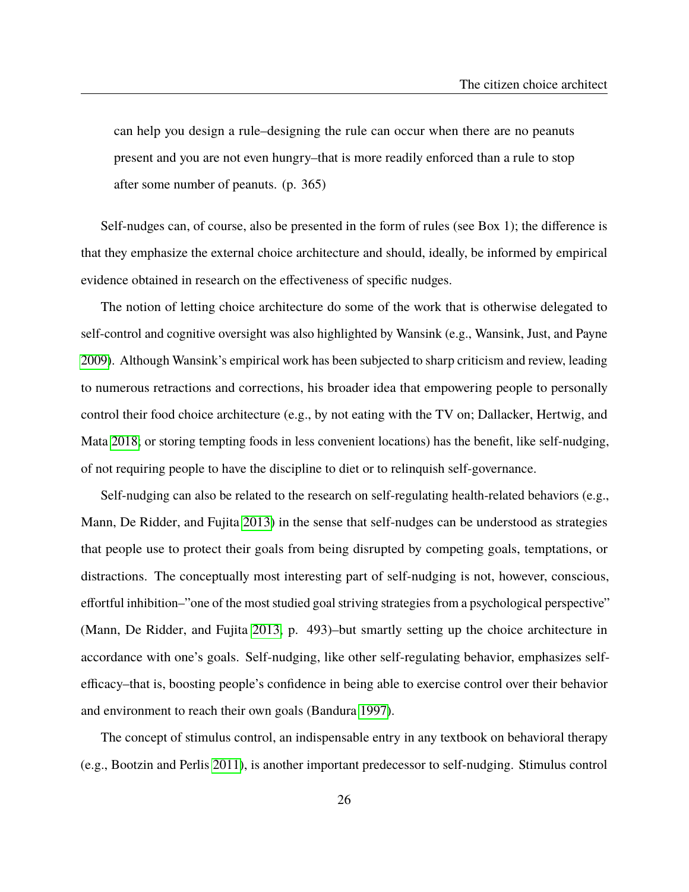> can help you design a rule–designing the rule can occur when there are no peanuts present and you are not even hungry–that is more readily enforced than a rule to stop after some number of peanuts. (p. 365)

Self-nudges can, of course, also be presented in the form of rules (see Box 1); the difference is that they emphasize the external choice architecture and should, ideally, be informed by empirical evidence obtained in research on the effectiveness of specific nudges.

The notion of letting choice architecture do some of the work that is otherwise delegated to self-control and cognitive oversight was also highlighted by Wansink (e.g., Wansink, Just, and Payne 2009). Although Wansink's empirical work has been subjected to sharp criticism and review, leading to numerous retractions and corrections, his broader idea that empowering people to personally control their food choice architecture (e.g., by not eating with the TV on; Dallacker, Hertwig, and Mata 2018; or storing tempting foods in less convenient locations) has the benefit, like self-nudging, of not requiring people to have the discipline to diet or to relinquish self-governance.

Self-nudging can also be related to the research on self-regulating health-related behaviors (e.g., Mann, De Ridder, and Fujita 2013) in the sense that self-nudges can be understood as strategies that people use to protect their goals from being disrupted by competing goals, temptations, or distractions. The conceptually most interesting part of self-nudging is not, however, conscious, effortful inhibition–"one of the most studied goal striving strategies from a psychological perspective" (Mann, De Ridder, and Fujita 2013, p. 493)–but smartly setting up the choice architecture in accordance with one's goals. Self-nudging, like other self-regulating behavior, emphasizes self-efficacy–that is, boosting people's confidence in being able to exercise control over their behavior and environment to reach their own goals (Bandura 1997).

The concept of stimulus control, an indispensable entry in any textbook on behavioral therapy (e.g., Bootzin and Perlis 2011), is another important predecessor to self-nudging. Stimulus control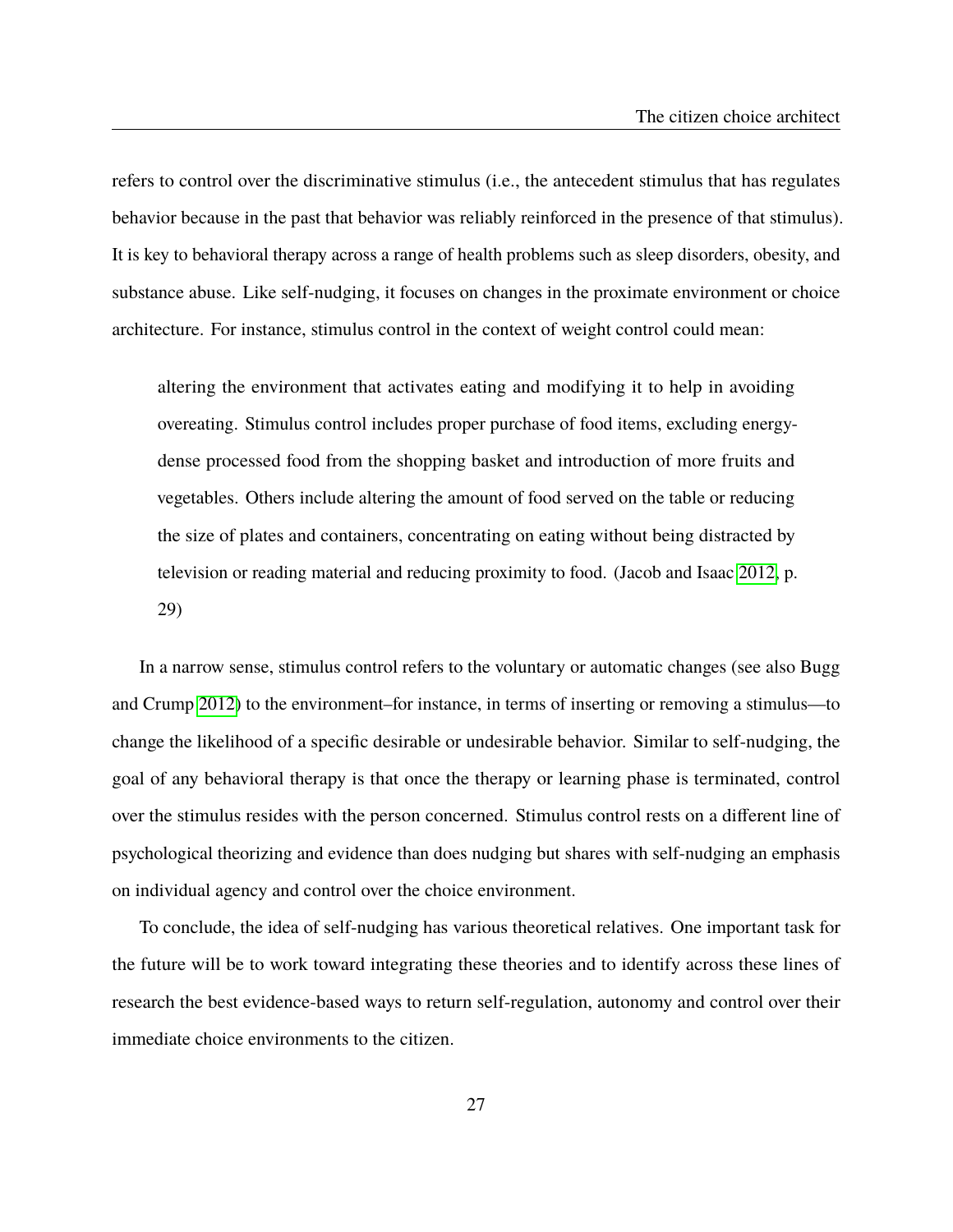refers to control over the discriminative stimulus (i.e., the antecedent stimulus that has regulates behavior because in the past that behavior was reliably reinforced in the presence of that stimulus). It is key to behavioral therapy across a range of health problems such as sleep disorders, obesity, and substance abuse. Like self-nudging, it focuses on changes in the proximate environment or choice architecture. For instance, stimulus control in the context of weight control could mean:

> altering the environment that activates eating and modifying it to help in avoiding overeating. Stimulus control includes proper purchase of food items, excluding energy-dense processed food from the shopping basket and introduction of more fruits and vegetables. Others include altering the amount of food served on the table or reducing the size of plates and containers, concentrating on eating without being distracted by television or reading material and reducing proximity to food. (Jacob and Isaac 2012, p. 29)

In a narrow sense, stimulus control refers to the voluntary or automatic changes (see also Bugg and Crump 2012) to the environment–for instance, in terms of inserting or removing a stimulus—to change the likelihood of a specific desirable or undesirable behavior. Similar to self-nudging, the goal of any behavioral therapy is that once the therapy or learning phase is terminated, control over the stimulus resides with the person concerned. Stimulus control rests on a different line of psychological theorizing and evidence than does nudging but shares with self-nudging an emphasis on individual agency and control over the choice environment.

To conclude, the idea of self-nudging has various theoretical relatives. One important task for the future will be to work toward integrating these theories and to identify across these lines of research the best evidence-based ways to return self-regulation, autonomy and control over their immediate choice environments to the citizen.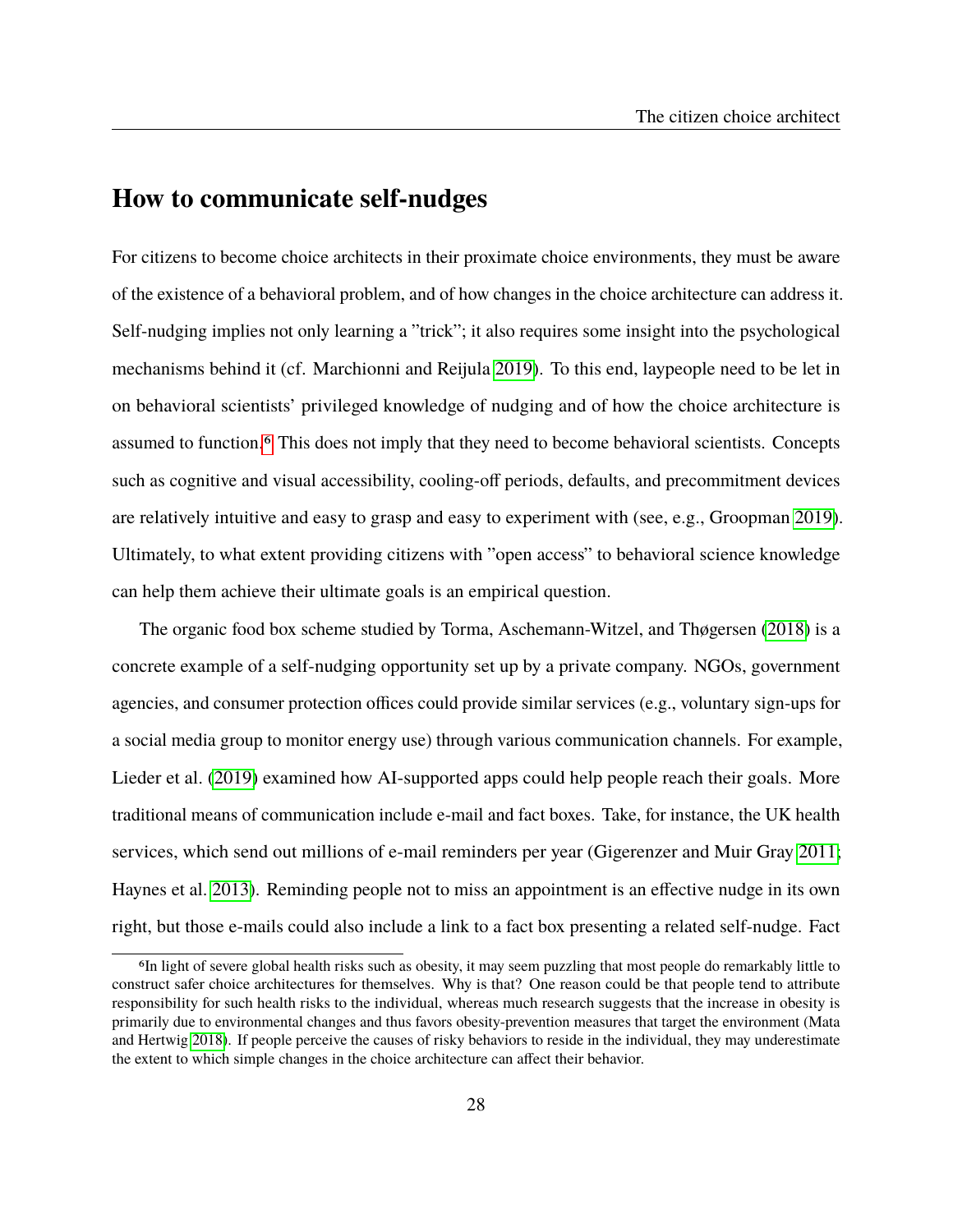## How to communicate self-nudges

For citizens to become choice architects in their proximate choice environments, they must be aware of the existence of a behavioral problem, and of how changes in the choice architecture can address it. Self-nudging implies not only learning a "trick"; it also requires some insight into the psychological mechanisms behind it (cf. Marchionni and Reijula 2019). To this end, laypeople need to be let in on behavioral scientists' privileged knowledge of nudging and of how the choice architecture is assumed to function.[6] This does not imply that they need to become behavioral scientists. Concepts such as cognitive and visual accessibility, cooling-off periods, defaults, and precommitment devices are relatively intuitive and easy to grasp and easy to experiment with (see, e.g., Groopman 2019). Ultimately, to what extent providing citizens with "open access" to behavioral science knowledge can help them achieve their ultimate goals is an empirical question.

The organic food box scheme studied by Torma, Aschemann-Witzel, and Thøgersen (2018) is a concrete example of a self-nudging opportunity set up by a private company. NGOs, government agencies, and consumer protection offices could provide similar services (e.g., voluntary sign-ups for a social media group to monitor energy use) through various communication channels. For example, Lieder et al. (2019) examined how AI-supported apps could help people reach their goals. More traditional means of communication include e-mail and fact boxes. Take, for instance, the UK health services, which send out millions of e-mail reminders per year (Gigerenzer and Muir Gray 2011; Haynes et al. 2013). Reminding people not to miss an appointment is an effective nudge in its own right, but those e-mails could also include a link to a fact box presenting a related self-nudge. Fact

[6] In light of severe global health risks such as obesity, it may seem puzzling that most people do remarkably little to construct safer choice architectures for themselves. Why is that? One reason could be that people tend to attribute responsibility for such health risks to the individual, whereas much research suggests that the increase in obesity is primarily due to environmental changes and thus favors obesity-prevention measures that target the environment (Mata and Hertwig 2018). If people perceive the causes of risky behaviors to reside in the individual, they may underestimate the extent to which simple changes in the choice architecture can affect their behavior.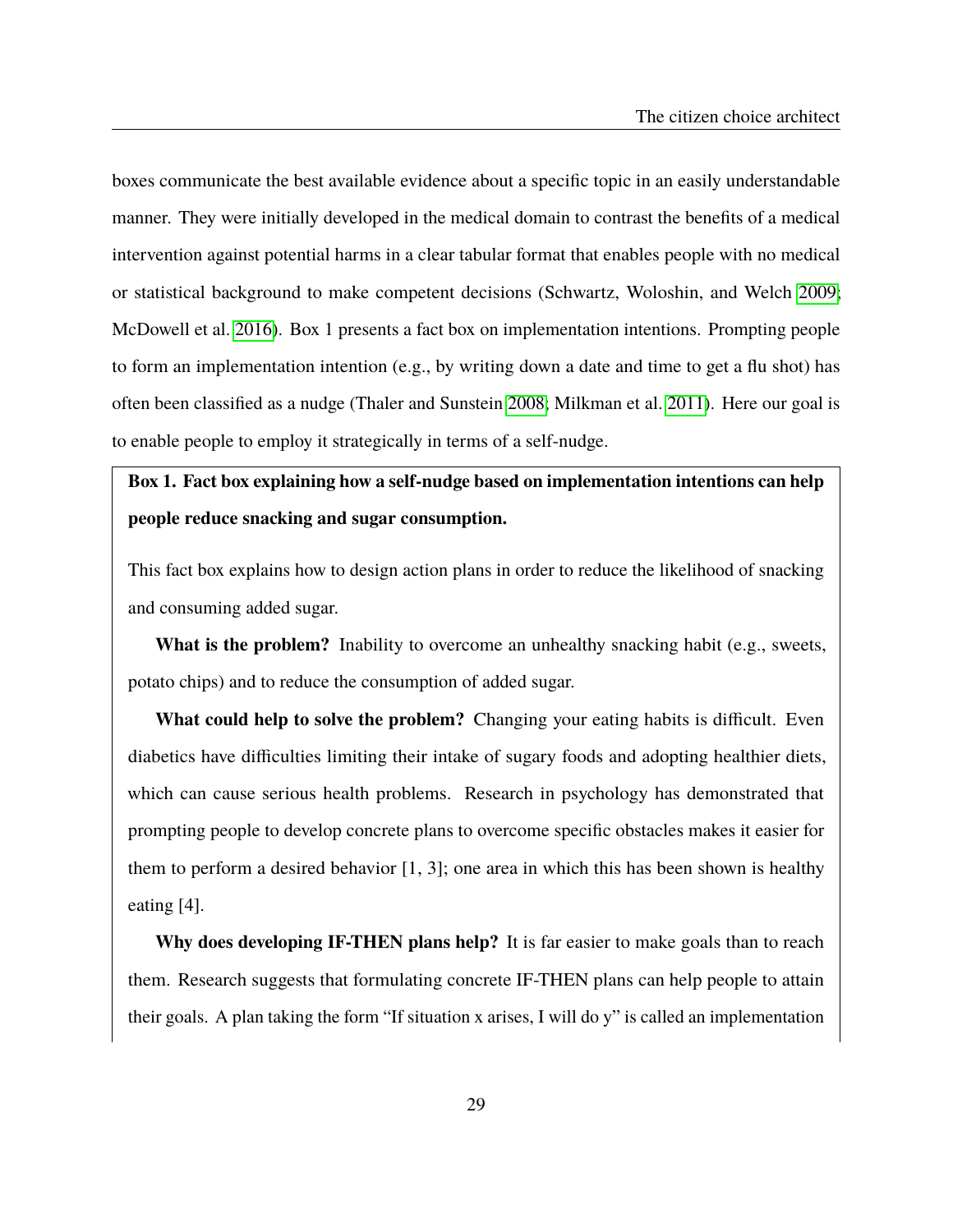boxes communicate the best available evidence about a specific topic in an easily understandable manner. They were initially developed in the medical domain to contrast the benefits of a medical intervention against potential harms in a clear tabular format that enables people with no medical or statistical background to make competent decisions (Schwartz, Woloshin, and Welch 2009; McDowell et al. 2016). Box 1 presents a fact box on implementation intentions. Prompting people to form an implementation intention (e.g., by writing down a date and time to get a flu shot) has often been classified as a nudge (Thaler and Sunstein 2008; Milkman et al. 2011). Here our goal is to enable people to employ it strategically in terms of a self-nudge.

**Box 1. Fact box explaining how a self-nudge based on implementation intentions can help people reduce snacking and sugar consumption.**

This fact box explains how to design action plans in order to reduce the likelihood of snacking and consuming added sugar.

**What is the problem?** Inability to overcome an unhealthy snacking habit (e.g., sweets, potato chips) and to reduce the consumption of added sugar.

**What could help to solve the problem?** Changing your eating habits is difficult. Even diabetics have difficulties limiting their intake of sugary foods and adopting healthier diets, which can cause serious health problems. Research in psychology has demonstrated that prompting people to develop concrete plans to overcome specific obstacles makes it easier for them to perform a desired behavior [1, 3]; one area in which this has been shown is healthy eating [4].

**Why does developing IF-THEN plans help?** It is far easier to make goals than to reach them. Research suggests that formulating concrete IF-THEN plans can help people to attain their goals. A plan taking the form "If situation x arises, I will do y" is called an implementation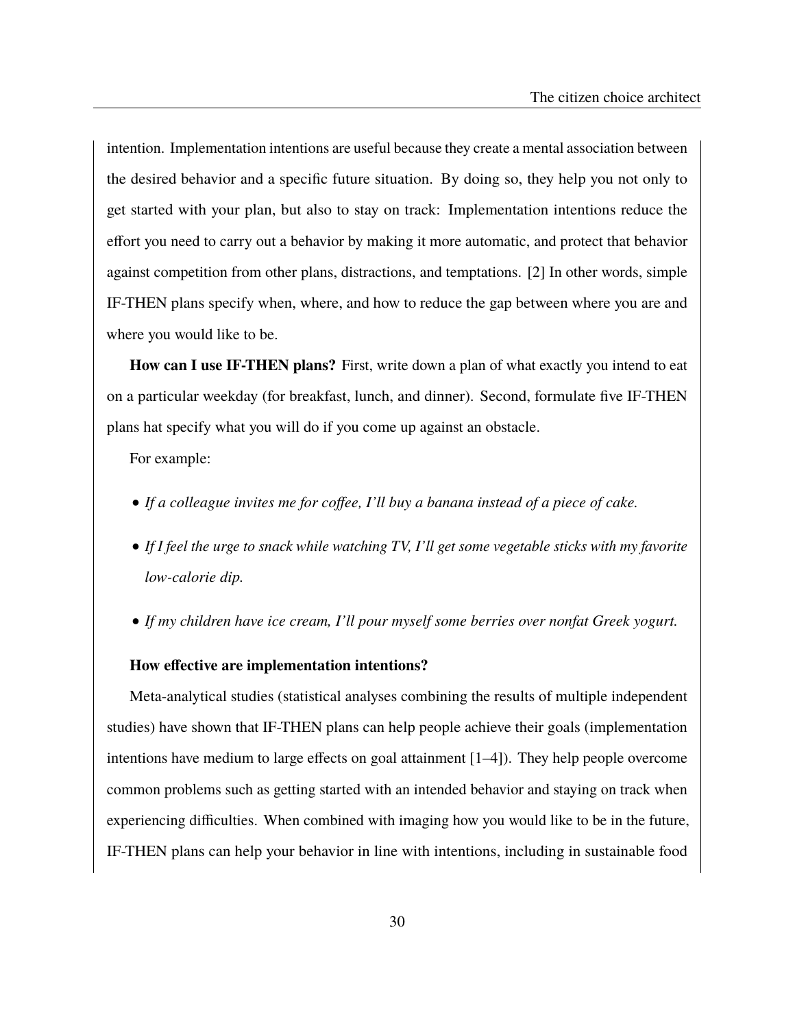intention. Implementation intentions are useful because they create a mental association between the desired behavior and a specific future situation. By doing so, they help you not only to get started with your plan, but also to stay on track: Implementation intentions reduce the effort you need to carry out a behavior by making it more automatic, and protect that behavior against competition from other plans, distractions, and temptations. [2] In other words, simple IF-THEN plans specify when, where, and how to reduce the gap between where you are and where you would like to be.

**How can I use IF-THEN plans?** First, write down a plan of what exactly you intend to eat on a particular weekday (for breakfast, lunch, and dinner). Second, formulate five IF-THEN plans hat specify what you will do if you come up against an obstacle.

For example:

- *If a colleague invites me for coffee, I'll buy a banana instead of a piece of cake.*
- *If I feel the urge to snack while watching TV, I'll get some vegetable sticks with my favorite low-calorie dip.*
- *If my children have ice cream, I'll pour myself some berries over nonfat Greek yogurt.*

**How effective are implementation intentions?**

Meta-analytical studies (statistical analyses combining the results of multiple independent studies) have shown that IF-THEN plans can help people achieve their goals (implementation intentions have medium to large effects on goal attainment [1–4]). They help people overcome common problems such as getting started with an intended behavior and staying on track when experiencing difficulties. When combined with imaging how you would like to be in the future, IF-THEN plans can help your behavior in line with intentions, including in sustainable food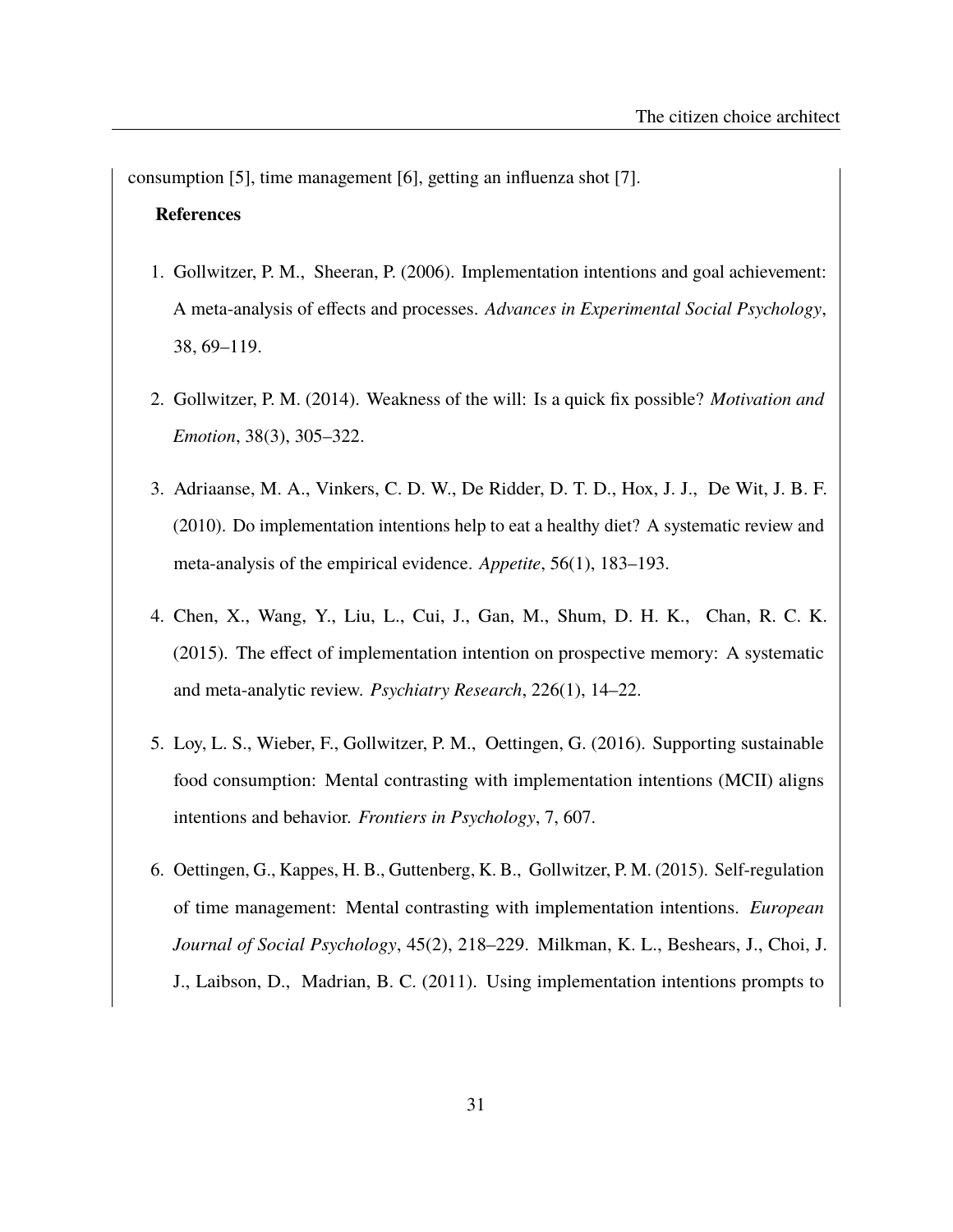consumption [5], time management [6], getting an influenza shot [7].

**References**

1. Gollwitzer, P. M., Sheeran, P. (2006). Implementation intentions and goal achievement: A meta-analysis of effects and processes. *Advances in Experimental Social Psychology*, 38, 69–119.

2. Gollwitzer, P. M. (2014). Weakness of the will: Is a quick fix possible? *Motivation and Emotion*, 38(3), 305–322.

3. Adriaanse, M. A., Vinkers, C. D. W., De Ridder, D. T. D., Hox, J. J., De Wit, J. B. F. (2010). Do implementation intentions help to eat a healthy diet? A systematic review and meta-analysis of the empirical evidence. *Appetite*, 56(1), 183–193.

4. Chen, X., Wang, Y., Liu, L., Cui, J., Gan, M., Shum, D. H. K., Chan, R. C. K. (2015). The effect of implementation intention on prospective memory: A systematic and meta-analytic review. *Psychiatry Research*, 226(1), 14–22.

5. Loy, L. S., Wieber, F., Gollwitzer, P. M., Oettingen, G. (2016). Supporting sustainable food consumption: Mental contrasting with implementation intentions (MCII) aligns intentions and behavior. *Frontiers in Psychology*, 7, 607.

6. Oettingen, G., Kappes, H. B., Guttenberg, K. B., Gollwitzer, P. M. (2015). Self-regulation of time management: Mental contrasting with implementation intentions. *European Journal of Social Psychology*, 45(2), 218–229. Milkman, K. L., Beshears, J., Choi, J. J., Laibson, D., Madrian, B. C. (2011). Using implementation intentions prompts to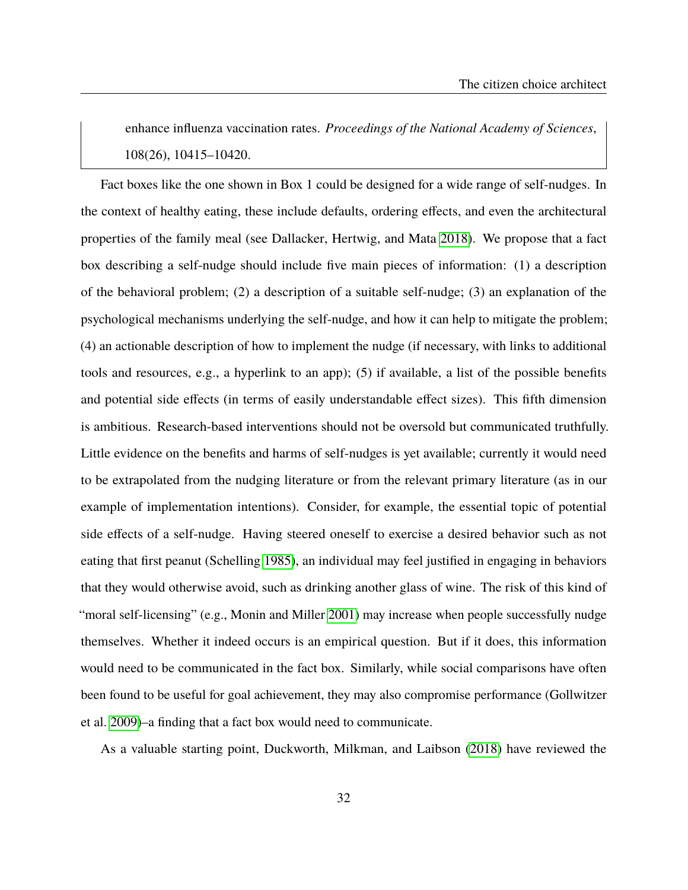enhance influenza vaccination rates. *Proceedings of the National Academy of Sciences*, 108(26), 10415–10420.

Fact boxes like the one shown in Box 1 could be designed for a wide range of self-nudges. In the context of healthy eating, these include defaults, ordering effects, and even the architectural properties of the family meal (see Dallacker, Hertwig, and Mata 2018). We propose that a fact box describing a self-nudge should include five main pieces of information: (1) a description of the behavioral problem; (2) a description of a suitable self-nudge; (3) an explanation of the psychological mechanisms underlying the self-nudge, and how it can help to mitigate the problem; (4) an actionable description of how to implement the nudge (if necessary, with links to additional tools and resources, e.g., a hyperlink to an app); (5) if available, a list of the possible benefits and potential side effects (in terms of easily understandable effect sizes). This fifth dimension is ambitious. Research-based interventions should not be oversold but communicated truthfully. Little evidence on the benefits and harms of self-nudges is yet available; currently it would need to be extrapolated from the nudging literature or from the relevant primary literature (as in our example of implementation intentions). Consider, for example, the essential topic of potential side effects of a self-nudge. Having steered oneself to exercise a desired behavior such as not eating that first peanut (Schelling 1985), an individual may feel justified in engaging in behaviors that they would otherwise avoid, such as drinking another glass of wine. The risk of this kind of "moral self-licensing" (e.g., Monin and Miller 2001) may increase when people successfully nudge themselves. Whether it indeed occurs is an empirical question. But if it does, this information would need to be communicated in the fact box. Similarly, while social comparisons have often been found to be useful for goal achievement, they may also compromise performance (Gollwitzer et al. 2009)–a finding that a fact box would need to communicate.

As a valuable starting point, Duckworth, Milkman, and Laibson (2018) have reviewed the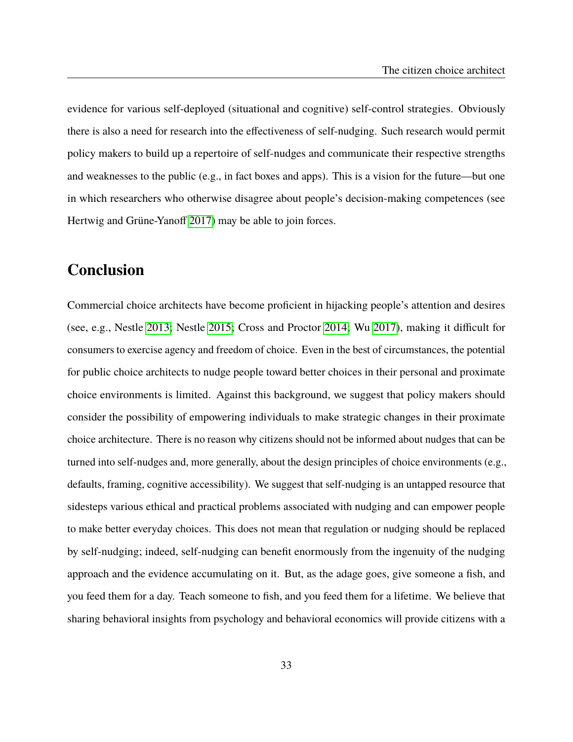evidence for various self-deployed (situational and cognitive) self-control strategies. Obviously there is also a need for research into the effectiveness of self-nudging. Such research would permit policy makers to build up a repertoire of self-nudges and communicate their respective strengths and weaknesses to the public (e.g., in fact boxes and apps). This is a vision for the future—but one in which researchers who otherwise disagree about people's decision-making competences (see Hertwig and Grüne-Yanoff 2017) may be able to join forces.

## Conclusion

Commercial choice architects have become proficient in hijacking people's attention and desires (see, e.g., Nestle 2013; Nestle 2015; Cross and Proctor 2014; Wu 2017), making it difficult for consumers to exercise agency and freedom of choice. Even in the best of circumstances, the potential for public choice architects to nudge people toward better choices in their personal and proximate choice environments is limited. Against this background, we suggest that policy makers should consider the possibility of empowering individuals to make strategic changes in their proximate choice architecture. There is no reason why citizens should not be informed about nudges that can be turned into self-nudges and, more generally, about the design principles of choice environments (e.g., defaults, framing, cognitive accessibility). We suggest that self-nudging is an untapped resource that sidesteps various ethical and practical problems associated with nudging and can empower people to make better everyday choices. This does not mean that regulation or nudging should be replaced by self-nudging; indeed, self-nudging can benefit enormously from the ingenuity of the nudging approach and the evidence accumulating on it. But, as the adage goes, give someone a fish, and you feed them for a day. Teach someone to fish, and you feed them for a lifetime. We believe that sharing behavioral insights from psychology and behavioral economics will provide citizens with a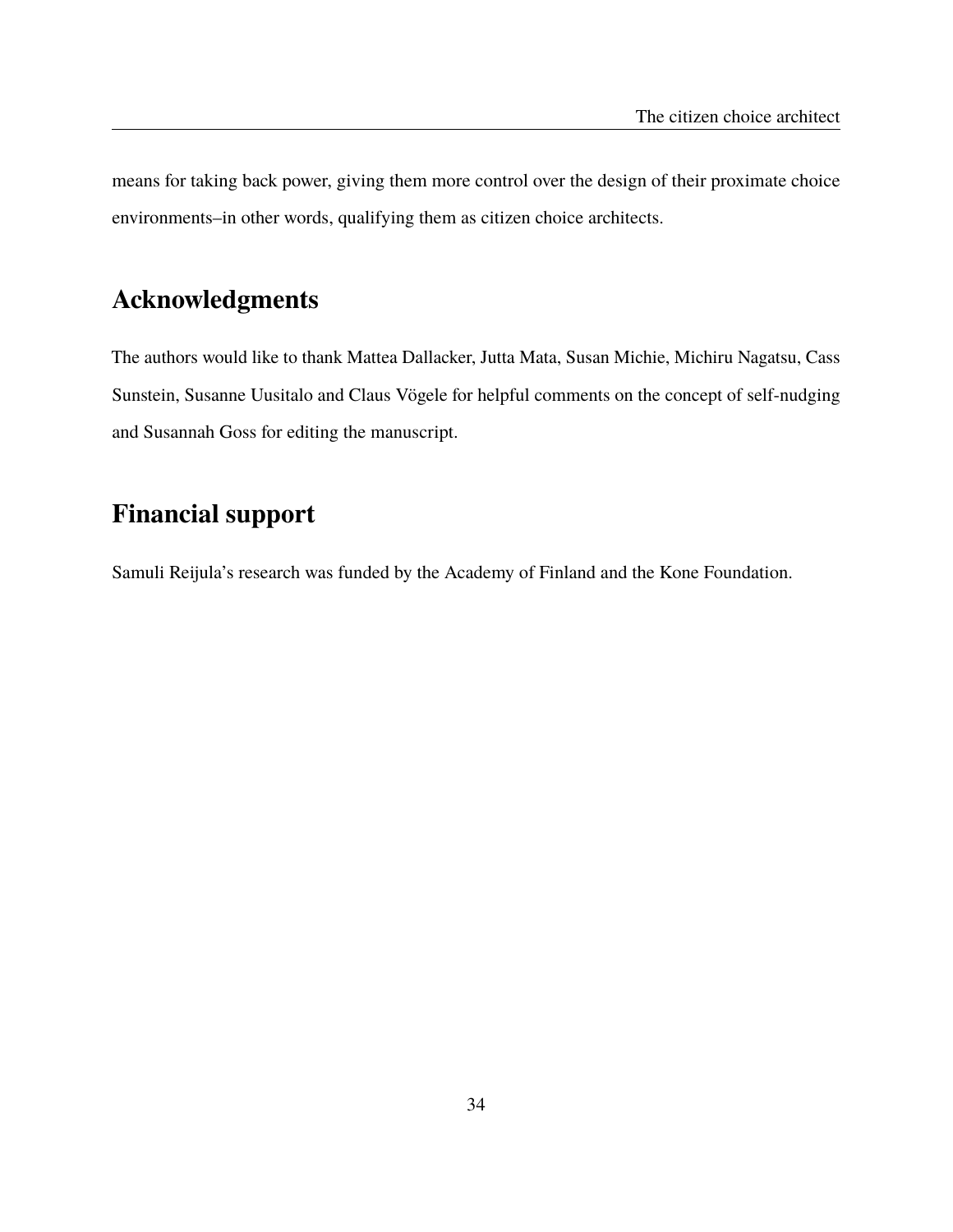means for taking back power, giving them more control over the design of their proximate choice environments–in other words, qualifying them as citizen choice architects.

## Acknowledgments

The authors would like to thank Mattea Dallacker, Jutta Mata, Susan Michie, Michiru Nagatsu, Cass Sunstein, Susanne Uusitalo and Claus Vögele for helpful comments on the concept of self-nudging and Susannah Goss for editing the manuscript.

## Financial support

Samuli Reijula's research was funded by the Academy of Finland and the Kone Foundation.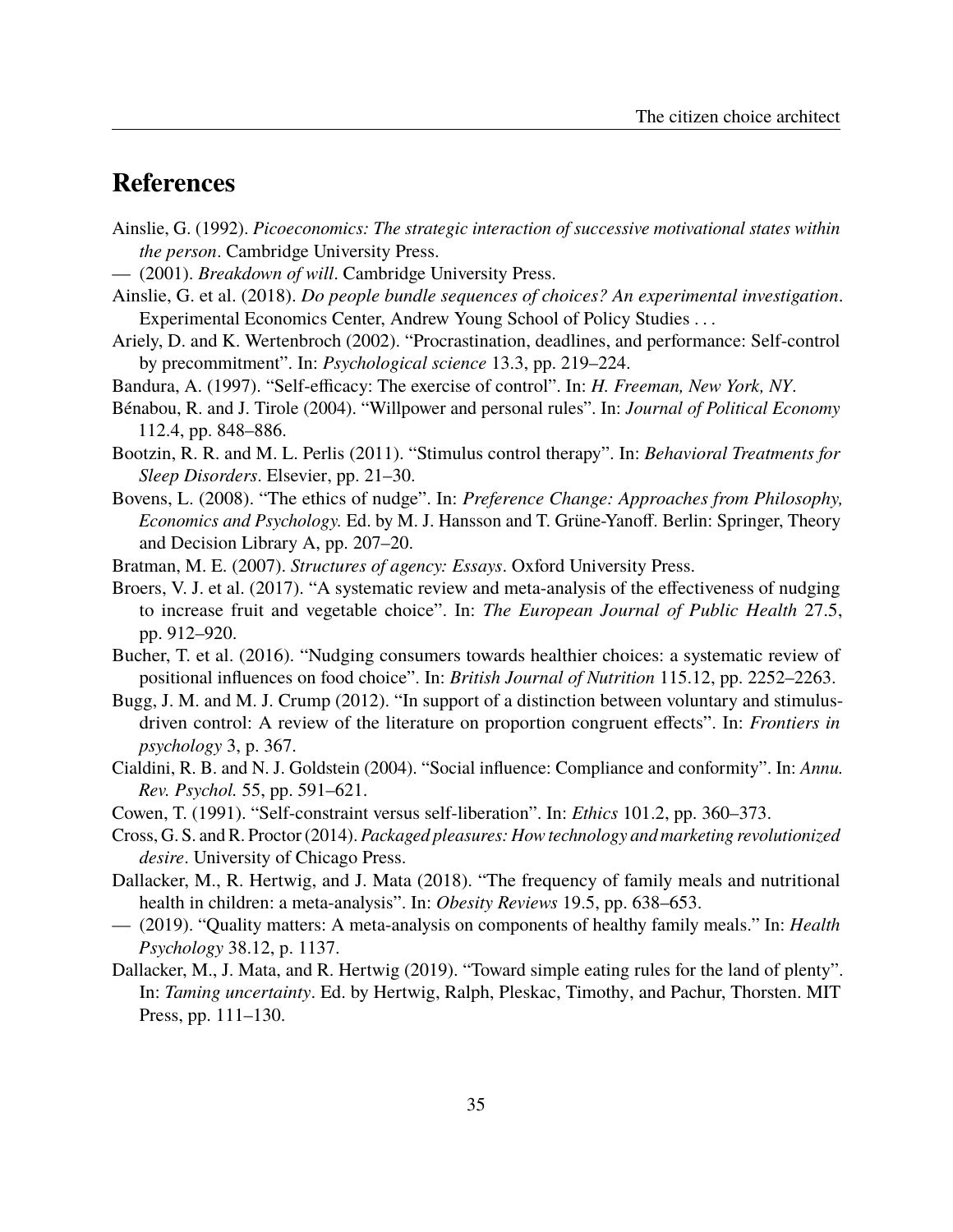# References

Ainslie, G. (1992). *Picoeconomics: The strategic interaction of successive motivational states within the person*. Cambridge University Press.

— (2001). *Breakdown of will*. Cambridge University Press.

Ainslie, G. et al. (2018). *Do people bundle sequences of choices? An experimental investigation*. Experimental Economics Center, Andrew Young School of Policy Studies . . .

Ariely, D. and K. Wertenbroch (2002). "Procrastination, deadlines, and performance: Self-control by precommitment". In: *Psychological science* 13.3, pp. 219–224.

Bandura, A. (1997). "Self-efficacy: The exercise of control". In: *H. Freeman, New York, NY*.

Bénabou, R. and J. Tirole (2004). "Willpower and personal rules". In: *Journal of Political Economy* 112.4, pp. 848–886.

Bootzin, R. R. and M. L. Perlis (2011). "Stimulus control therapy". In: *Behavioral Treatments for Sleep Disorders*. Elsevier, pp. 21–30.

Bovens, L. (2008). "The ethics of nudge". In: *Preference Change: Approaches from Philosophy, Economics and Psychology.* Ed. by M. J. Hansson and T. Grüne-Yanoff. Berlin: Springer, Theory and Decision Library A, pp. 207–20.

Bratman, M. E. (2007). *Structures of agency: Essays*. Oxford University Press.

Broers, V. J. et al. (2017). "A systematic review and meta-analysis of the effectiveness of nudging to increase fruit and vegetable choice". In: *The European Journal of Public Health* 27.5, pp. 912–920.

Bucher, T. et al. (2016). "Nudging consumers towards healthier choices: a systematic review of positional influences on food choice". In: *British Journal of Nutrition* 115.12, pp. 2252–2263.

Bugg, J. M. and M. J. Crump (2012). "In support of a distinction between voluntary and stimulus-driven control: A review of the literature on proportion congruent effects". In: *Frontiers in psychology* 3, p. 367.

Cialdini, R. B. and N. J. Goldstein (2004). "Social influence: Compliance and conformity". In: *Annu. Rev. Psychol.* 55, pp. 591–621.

Cowen, T. (1991). "Self-constraint versus self-liberation". In: *Ethics* 101.2, pp. 360–373.

Cross, G. S. and R. Proctor (2014). *Packaged pleasures: How technology and marketing revolutionized desire*. University of Chicago Press.

Dallacker, M., R. Hertwig, and J. Mata (2018). "The frequency of family meals and nutritional health in children: a meta-analysis". In: *Obesity Reviews* 19.5, pp. 638–653.

— (2019). "Quality matters: A meta-analysis on components of healthy family meals." In: *Health Psychology* 38.12, p. 1137.

Dallacker, M., J. Mata, and R. Hertwig (2019). "Toward simple eating rules for the land of plenty". In: *Taming uncertainty*. Ed. by Hertwig, Ralph, Pleskac, Timothy, and Pachur, Thorsten. MIT Press, pp. 111–130.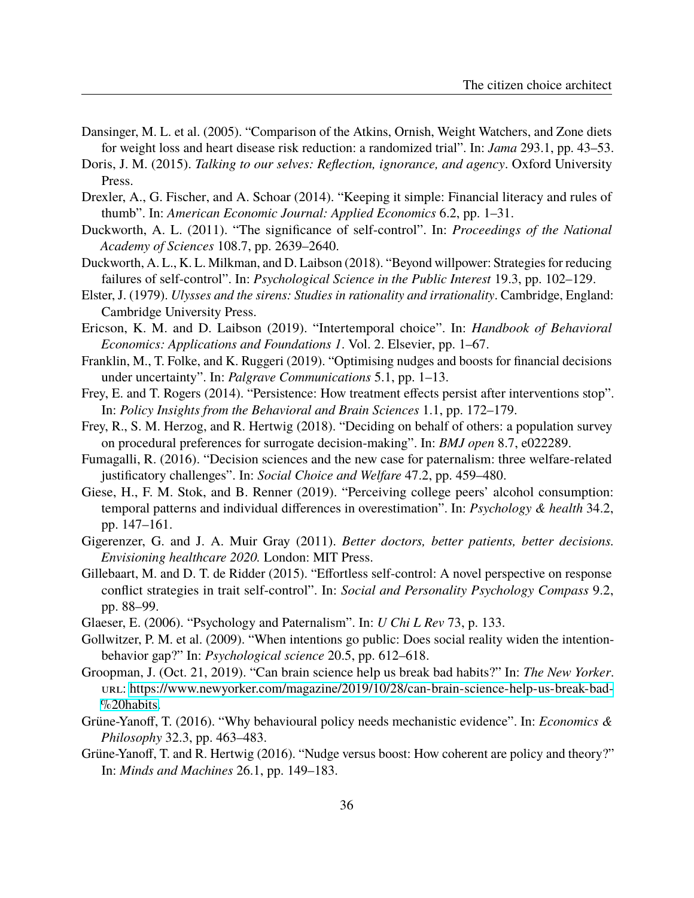Dansinger, M. L. et al. (2005). "Comparison of the Atkins, Ornish, Weight Watchers, and Zone diets for weight loss and heart disease risk reduction: a randomized trial". In: *Jama* 293.1, pp. 43–53.

Doris, J. M. (2015). *Talking to our selves: Reflection, ignorance, and agency*. Oxford University Press.

Drexler, A., G. Fischer, and A. Schoar (2014). "Keeping it simple: Financial literacy and rules of thumb". In: *American Economic Journal: Applied Economics* 6.2, pp. 1–31.

Duckworth, A. L. (2011). "The significance of self-control". In: *Proceedings of the National Academy of Sciences* 108.7, pp. 2639–2640.

Duckworth, A. L., K. L. Milkman, and D. Laibson (2018). "Beyond willpower: Strategies for reducing failures of self-control". In: *Psychological Science in the Public Interest* 19.3, pp. 102–129.

Elster, J. (1979). *Ulysses and the sirens: Studies in rationality and irrationality*. Cambridge, England: Cambridge University Press.

Ericson, K. M. and D. Laibson (2019). "Intertemporal choice". In: *Handbook of Behavioral Economics: Applications and Foundations 1*. Vol. 2. Elsevier, pp. 1–67.

Franklin, M., T. Folke, and K. Ruggeri (2019). "Optimising nudges and boosts for financial decisions under uncertainty". In: *Palgrave Communications* 5.1, pp. 1–13.

Frey, E. and T. Rogers (2014). "Persistence: How treatment effects persist after interventions stop". In: *Policy Insights from the Behavioral and Brain Sciences* 1.1, pp. 172–179.

Frey, R., S. M. Herzog, and R. Hertwig (2018). "Deciding on behalf of others: a population survey on procedural preferences for surrogate decision-making". In: *BMJ open* 8.7, e022289.

Fumagalli, R. (2016). "Decision sciences and the new case for paternalism: three welfare-related justificatory challenges". In: *Social Choice and Welfare* 47.2, pp. 459–480.

Giese, H., F. M. Stok, and B. Renner (2019). "Perceiving college peers' alcohol consumption: temporal patterns and individual differences in overestimation". In: *Psychology & health* 34.2, pp. 147–161.

Gigerenzer, G. and J. A. Muir Gray (2011). *Better doctors, better patients, better decisions. Envisioning healthcare 2020.* London: MIT Press.

Gillebaart, M. and D. T. de Ridder (2015). "Effortless self-control: A novel perspective on response conflict strategies in trait self-control". In: *Social and Personality Psychology Compass* 9.2, pp. 88–99.

Glaeser, E. (2006). "Psychology and Paternalism". In: *U Chi L Rev* 73, p. 133.

Gollwitzer, P. M. et al. (2009). "When intentions go public: Does social reality widen the intention-behavior gap?" In: *Psychological science* 20.5, pp. 612–618.

Groopman, J. (Oct. 21, 2019). "Can brain science help us break bad habits?" In: *The New Yorker*. URL: https://www.newyorker.com/magazine/2019/10/28/can-brain-science-help-us-break-bad-%20habits.

Grüne-Yanoff, T. (2016). "Why behavioural policy needs mechanistic evidence". In: *Economics & Philosophy* 32.3, pp. 463–483.

Grüne-Yanoff, T. and R. Hertwig (2016). "Nudge versus boost: How coherent are policy and theory?" In: *Minds and Machines* 26.1, pp. 149–183.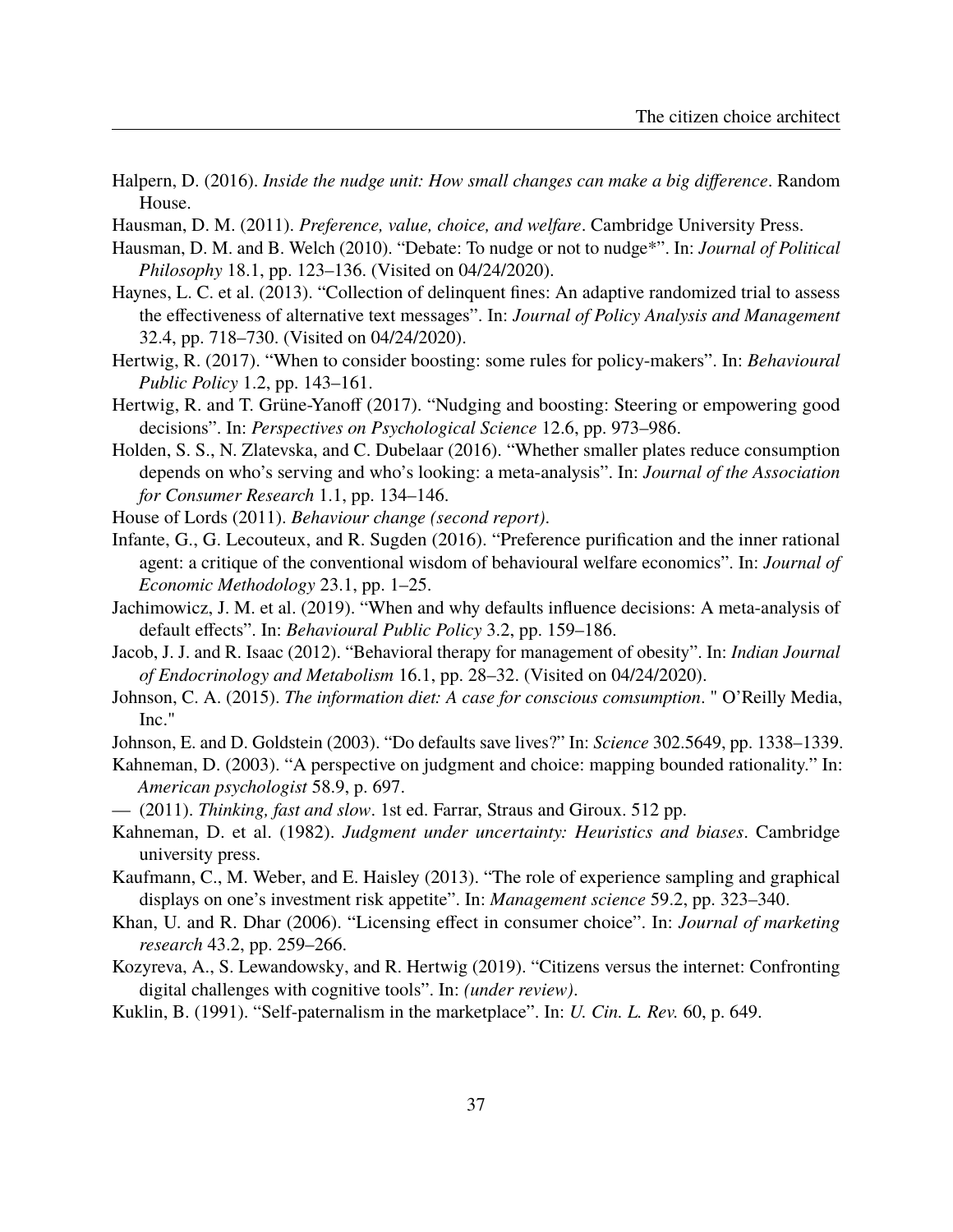Halpern, D. (2016). *Inside the nudge unit: How small changes can make a big difference*. Random House.

Hausman, D. M. (2011). *Preference, value, choice, and welfare*. Cambridge University Press.

Hausman, D. M. and B. Welch (2010). “Debate: To nudge or not to nudge*”. In: *Journal of Political Philosophy* 18.1, pp. 123–136. (Visited on 04/24/2020).

Haynes, L. C. et al. (2013). “Collection of delinquent fines: An adaptive randomized trial to assess the effectiveness of alternative text messages”. In: *Journal of Policy Analysis and Management* 32.4, pp. 718–730. (Visited on 04/24/2020).

Hertwig, R. (2017). “When to consider boosting: some rules for policy-makers”. In: *Behavioural Public Policy* 1.2, pp. 143–161.

Hertwig, R. and T. Grüne-Yanoff (2017). “Nudging and boosting: Steering or empowering good decisions”. In: *Perspectives on Psychological Science* 12.6, pp. 973–986.

Holden, S. S., N. Zlatevska, and C. Dubelaar (2016). “Whether smaller plates reduce consumption depends on who’s serving and who’s looking: a meta-analysis”. In: *Journal of the Association for Consumer Research* 1.1, pp. 134–146.

House of Lords (2011). *Behaviour change (second report)*.

Infante, G., G. Lecouteux, and R. Sugden (2016). “Preference purification and the inner rational agent: a critique of the conventional wisdom of behavioural welfare economics”. In: *Journal of Economic Methodology* 23.1, pp. 1–25.

Jachimowicz, J. M. et al. (2019). “When and why defaults influence decisions: A meta-analysis of default effects”. In: *Behavioural Public Policy* 3.2, pp. 159–186.

Jacob, J. J. and R. Isaac (2012). “Behavioral therapy for management of obesity”. In: *Indian Journal of Endocrinology and Metabolism* 16.1, pp. 28–32. (Visited on 04/24/2020).

Johnson, C. A. (2015). *The information diet: A case for conscious comsumption*. " O’Reilly Media, Inc."

Johnson, E. and D. Goldstein (2003). “Do defaults save lives?” In: *Science* 302.5649, pp. 1338–1339.

Kahneman, D. (2003). “A perspective on judgment and choice: mapping bounded rationality.” In: *American psychologist* 58.9, p. 697.

— (2011). *Thinking, fast and slow*. 1st ed. Farrar, Straus and Giroux. 512 pp.

Kahneman, D. et al. (1982). *Judgment under uncertainty: Heuristics and biases*. Cambridge university press.

Kaufmann, C., M. Weber, and E. Haisley (2013). “The role of experience sampling and graphical displays on one’s investment risk appetite”. In: *Management science* 59.2, pp. 323–340.

Khan, U. and R. Dhar (2006). “Licensing effect in consumer choice”. In: *Journal of marketing research* 43.2, pp. 259–266.

Kozyreva, A., S. Lewandowsky, and R. Hertwig (2019). “Citizens versus the internet: Confronting digital challenges with cognitive tools”. In: *(under review)*.

Kuklin, B. (1991). “Self-paternalism in the marketplace”. In: *U. Cin. L. Rev.* 60, p. 649.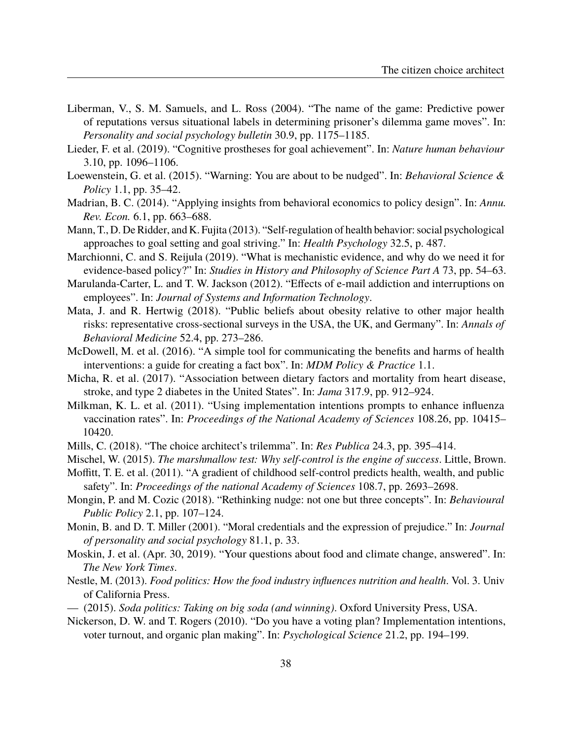Liberman, V., S. M. Samuels, and L. Ross (2004). “The name of the game: Predictive power of reputations versus situational labels in determining prisoner’s dilemma game moves”. In: *Personality and social psychology bulletin* 30.9, pp. 1175–1185.

Lieder, F. et al. (2019). “Cognitive prostheses for goal achievement”. In: *Nature human behaviour* 3.10, pp. 1096–1106.

Loewenstein, G. et al. (2015). “Warning: You are about to be nudged”. In: *Behavioral Science & Policy* 1.1, pp. 35–42.

Madrian, B. C. (2014). “Applying insights from behavioral economics to policy design”. In: *Annu. Rev. Econ.* 6.1, pp. 663–688.

Mann, T., D. De Ridder, and K. Fujita (2013). “Self-regulation of health behavior: social psychological approaches to goal setting and goal striving.” In: *Health Psychology* 32.5, p. 487.

Marchionni, C. and S. Reijula (2019). “What is mechanistic evidence, and why do we need it for evidence-based policy?” In: *Studies in History and Philosophy of Science Part A* 73, pp. 54–63.

Marulanda-Carter, L. and T. W. Jackson (2012). “Effects of e-mail addiction and interruptions on employees”. In: *Journal of Systems and Information Technology*.

Mata, J. and R. Hertwig (2018). “Public beliefs about obesity relative to other major health risks: representative cross-sectional surveys in the USA, the UK, and Germany”. In: *Annals of Behavioral Medicine* 52.4, pp. 273–286.

McDowell, M. et al. (2016). “A simple tool for communicating the benefits and harms of health interventions: a guide for creating a fact box”. In: *MDM Policy & Practice* 1.1.

Micha, R. et al. (2017). “Association between dietary factors and mortality from heart disease, stroke, and type 2 diabetes in the United States”. In: *Jama* 317.9, pp. 912–924.

Milkman, K. L. et al. (2011). “Using implementation intentions prompts to enhance influenza vaccination rates”. In: *Proceedings of the National Academy of Sciences* 108.26, pp. 10415–10420.

Mills, C. (2018). “The choice architect’s trilemma”. In: *Res Publica* 24.3, pp. 395–414.

Mischel, W. (2015). *The marshmallow test: Why self-control is the engine of success*. Little, Brown.

Moffitt, T. E. et al. (2011). “A gradient of childhood self-control predicts health, wealth, and public safety”. In: *Proceedings of the national Academy of Sciences* 108.7, pp. 2693–2698.

Mongin, P. and M. Cozic (2018). “Rethinking nudge: not one but three concepts”. In: *Behavioural Public Policy* 2.1, pp. 107–124.

Monin, B. and D. T. Miller (2001). “Moral credentials and the expression of prejudice.” In: *Journal of personality and social psychology* 81.1, p. 33.

Moskin, J. et al. (Apr. 30, 2019). “Your questions about food and climate change, answered”. In: *The New York Times*.

Nestle, M. (2013). *Food politics: How the food industry influences nutrition and health*. Vol. 3. Univ of California Press.

— (2015). *Soda politics: Taking on big soda (and winning)*. Oxford University Press, USA.

Nickerson, D. W. and T. Rogers (2010). “Do you have a voting plan? Implementation intentions, voter turnout, and organic plan making”. In: *Psychological Science* 21.2, pp. 194–199.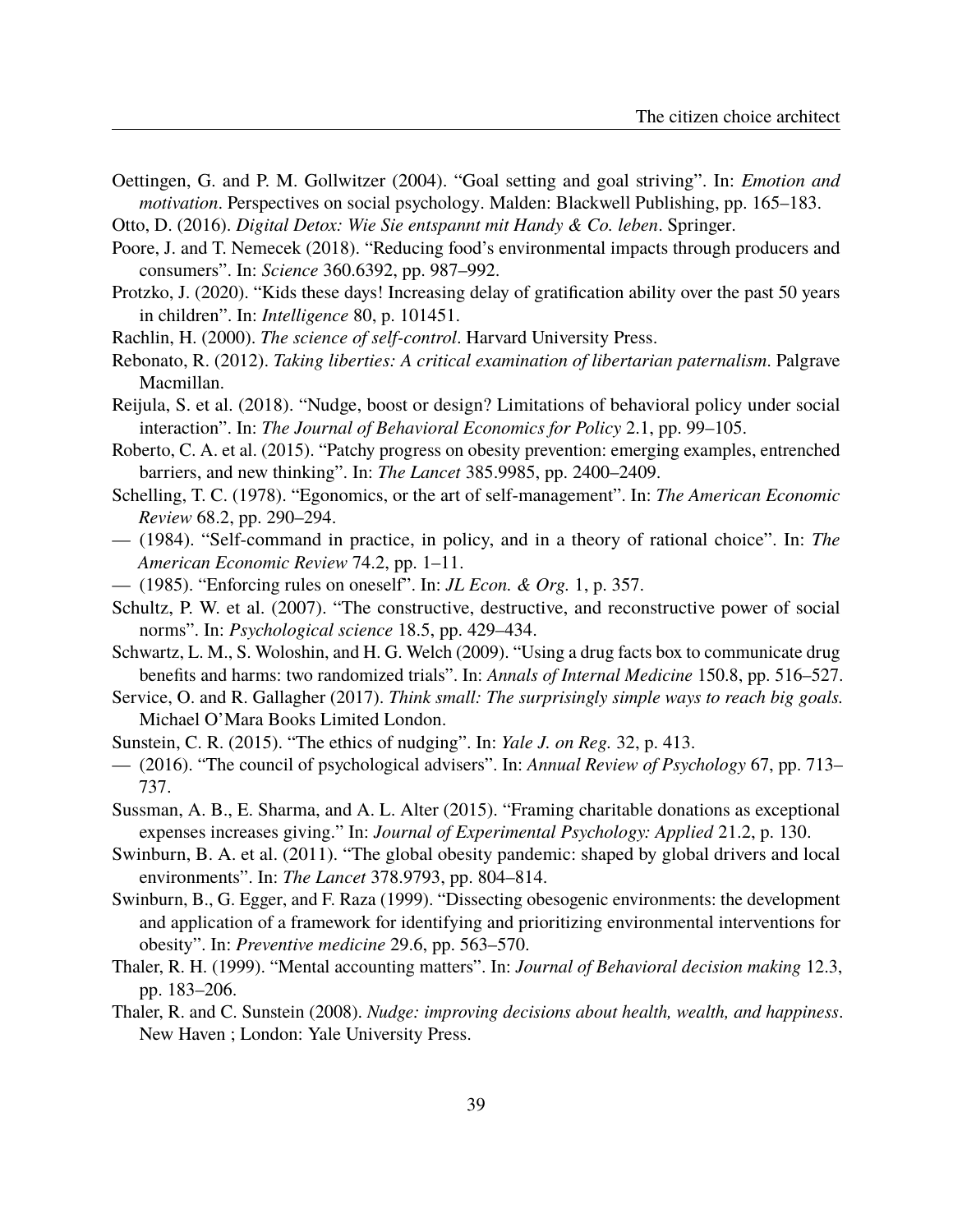Oettingen, G. and P. M. Gollwitzer (2004). "Goal setting and goal striving". In: *Emotion and motivation*. Perspectives on social psychology. Malden: Blackwell Publishing, pp. 165–183.

Otto, D. (2016). *Digital Detox: Wie Sie entspannt mit Handy & Co. leben*. Springer.

Poore, J. and T. Nemecek (2018). "Reducing food's environmental impacts through producers and consumers". In: *Science* 360.6392, pp. 987–992.

Protzko, J. (2020). "Kids these days! Increasing delay of gratification ability over the past 50 years in children". In: *Intelligence* 80, p. 101451.

Rachlin, H. (2000). *The science of self-control*. Harvard University Press.

Rebonato, R. (2012). *Taking liberties: A critical examination of libertarian paternalism*. Palgrave Macmillan.

Reijula, S. et al. (2018). "Nudge, boost or design? Limitations of behavioral policy under social interaction". In: *The Journal of Behavioral Economics for Policy* 2.1, pp. 99–105.

Roberto, C. A. et al. (2015). "Patchy progress on obesity prevention: emerging examples, entrenched barriers, and new thinking". In: *The Lancet* 385.9985, pp. 2400–2409.

Schelling, T. C. (1978). "Egonomics, or the art of self-management". In: *The American Economic Review* 68.2, pp. 290–294.

— (1984). "Self-command in practice, in policy, and in a theory of rational choice". In: *The American Economic Review* 74.2, pp. 1–11.

— (1985). "Enforcing rules on oneself". In: *JL Econ. & Org.* 1, p. 357.

Schultz, P. W. et al. (2007). "The constructive, destructive, and reconstructive power of social norms". In: *Psychological science* 18.5, pp. 429–434.

Schwartz, L. M., S. Woloshin, and H. G. Welch (2009). "Using a drug facts box to communicate drug benefits and harms: two randomized trials". In: *Annals of Internal Medicine* 150.8, pp. 516–527.

Service, O. and R. Gallagher (2017). *Think small: The surprisingly simple ways to reach big goals.* Michael O'Mara Books Limited London.

Sunstein, C. R. (2015). "The ethics of nudging". In: *Yale J. on Reg.* 32, p. 413.

— (2016). "The council of psychological advisers". In: *Annual Review of Psychology* 67, pp. 713–737.

Sussman, A. B., E. Sharma, and A. L. Alter (2015). "Framing charitable donations as exceptional expenses increases giving." In: *Journal of Experimental Psychology: Applied* 21.2, p. 130.

Swinburn, B. A. et al. (2011). "The global obesity pandemic: shaped by global drivers and local environments". In: *The Lancet* 378.9793, pp. 804–814.

Swinburn, B., G. Egger, and F. Raza (1999). "Dissecting obesogenic environments: the development and application of a framework for identifying and prioritizing environmental interventions for obesity". In: *Preventive medicine* 29.6, pp. 563–570.

Thaler, R. H. (1999). "Mental accounting matters". In: *Journal of Behavioral decision making* 12.3, pp. 183–206.

Thaler, R. and C. Sunstein (2008). *Nudge: improving decisions about health, wealth, and happiness*. New Haven ; London: Yale University Press.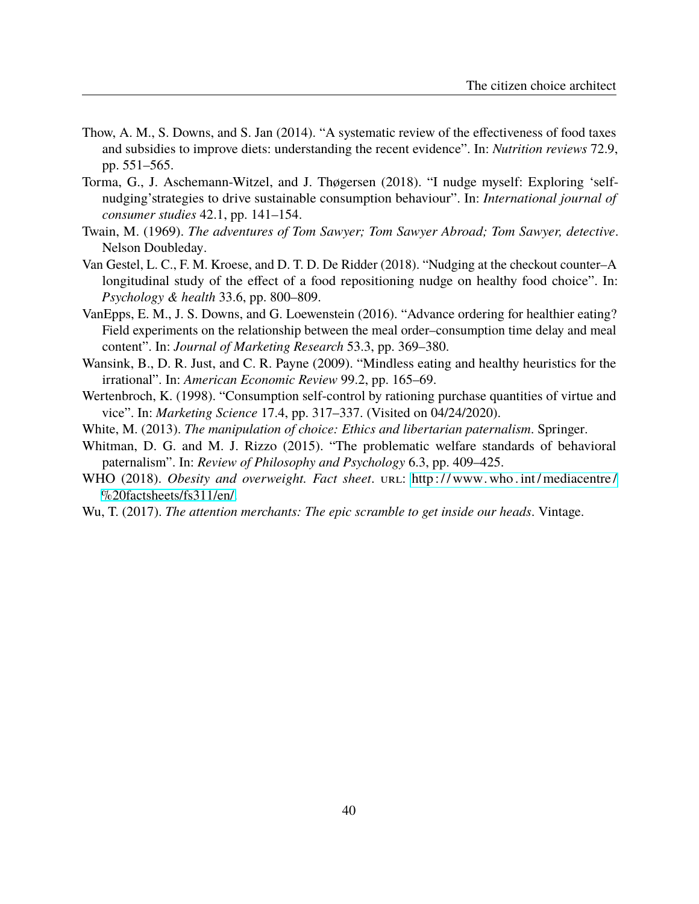Thow, A. M., S. Downs, and S. Jan (2014). "A systematic review of the effectiveness of food taxes and subsidies to improve diets: understanding the recent evidence". In: *Nutrition reviews* 72.9, pp. 551–565.

Torma, G., J. Aschemann-Witzel, and J. Thøgersen (2018). "I nudge myself: Exploring 'self-nudging'strategies to drive sustainable consumption behaviour". In: *International journal of consumer studies* 42.1, pp. 141–154.

Twain, M. (1969). *The adventures of Tom Sawyer; Tom Sawyer Abroad; Tom Sawyer, detective*. Nelson Doubleday.

Van Gestel, L. C., F. M. Kroese, and D. T. D. De Ridder (2018). "Nudging at the checkout counter–A longitudinal study of the effect of a food repositioning nudge on healthy food choice". In: *Psychology & health* 33.6, pp. 800–809.

VanEpps, E. M., J. S. Downs, and G. Loewenstein (2016). "Advance ordering for healthier eating? Field experiments on the relationship between the meal order–consumption time delay and meal content". In: *Journal of Marketing Research* 53.3, pp. 369–380.

Wansink, B., D. R. Just, and C. R. Payne (2009). "Mindless eating and healthy heuristics for the irrational". In: *American Economic Review* 99.2, pp. 165–69.

Wertenbroch, K. (1998). "Consumption self-control by rationing purchase quantities of virtue and vice". In: *Marketing Science* 17.4, pp. 317–337. (Visited on 04/24/2020).

White, M. (2013). *The manipulation of choice: Ethics and libertarian paternalism*. Springer.

Whitman, D. G. and M. J. Rizzo (2015). "The problematic welfare standards of behavioral paternalism". In: *Review of Philosophy and Psychology* 6.3, pp. 409–425.

WHO (2018). *Obesity and overweight. Fact sheet*. URL: http://www.who.int/mediacentre/%20factsheets/fs311/en/.

Wu, T. (2017). *The attention merchants: The epic scramble to get inside our heads*. Vintage.